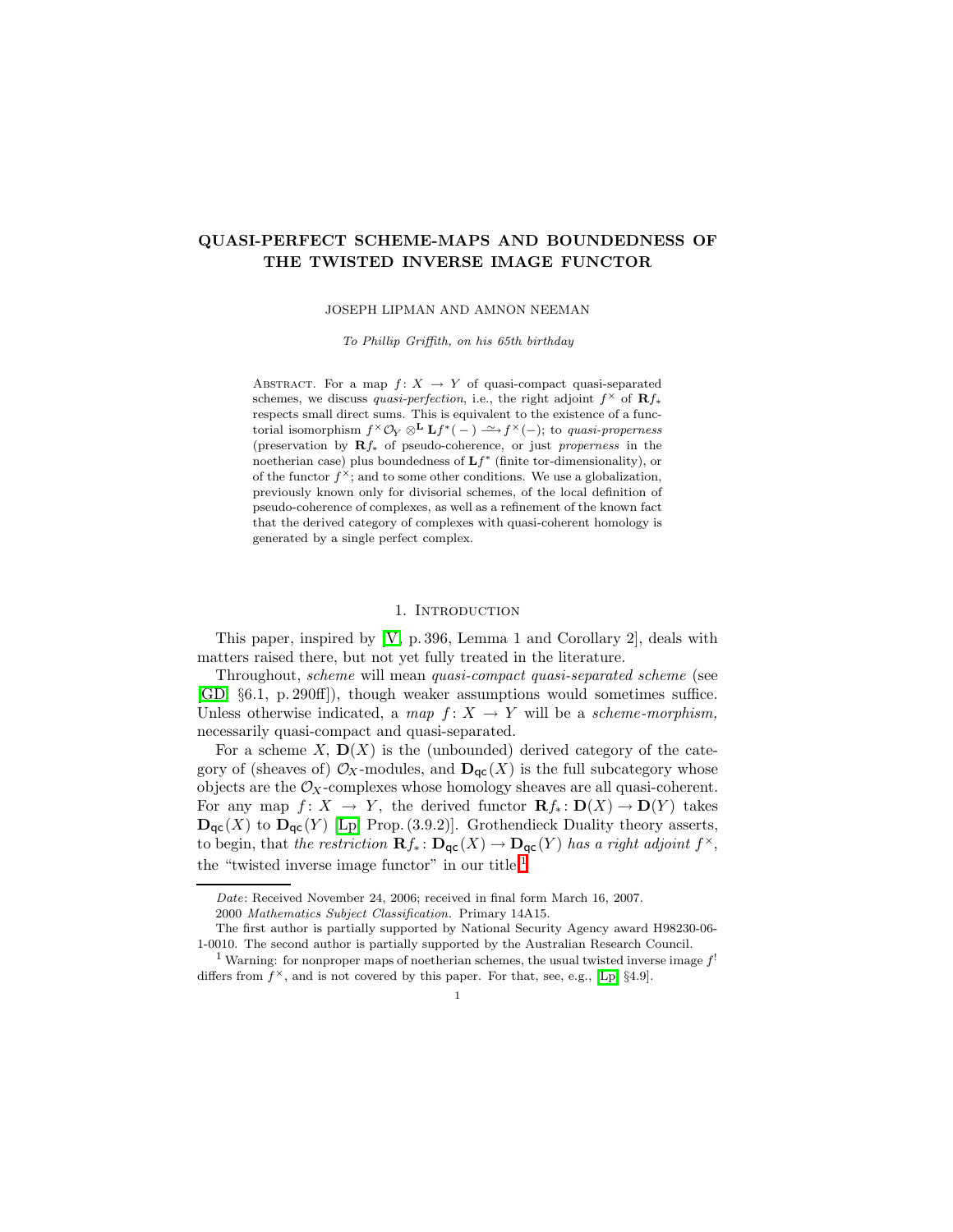# QUASI-PERFECT SCHEME-MAPS AND BOUNDEDNESS OF THE TWISTED INVERSE IMAGE FUNCTOR

JOSEPH LIPMAN AND AMNON NEEMAN

*To Phillip Griffith, on his 65th birthday*

ABSTRACT. For a map $f\colon X \to Y$ of quasi-compact quasi-separated schemes, we discuss *quasi-perfection*, i.e., the right adjoint $f^\times$ of $\mathbf{R}f_*$ respects small direct sums. This is equivalent to the existence of a functorial isomorphism $f^\times\mathcal{O}_Y \otimes^{\mathbf{L}} \mathbf{L}f^*(-) \xrightarrow{\sim} f^\times(-)$; to *quasi-properness* (preservation by $\mathbf{R}f_*$ of pseudo-coherence, or just *properness* in the noetherian case) plus boundedness of $\mathbf{L}f^*$ (finite tor-dimensionality), or of the functor $f^\times$; and to some other conditions. We use a globalization, previously known only for divisorial schemes, of the local definition of pseudo-coherence of complexes, as well as a refinement of the known fact that the derived category of complexes with quasi-coherent homology is generated by a single perfect complex.

## 1. Introduction

This paper, inspired by [V, p. 396, Lemma 1 and Corollary 2], deals with matters raised there, but not yet fully treated in the literature.

Throughout, *scheme* will mean *quasi-compact quasi-separated scheme* (see [GD, §6.1, p. 290ff]), though weaker assumptions would sometimes suffice. Unless otherwise indicated, a *map* $f\colon X \to Y$ will be a *scheme-morphism,* necessarily quasi-compact and quasi-separated.

For a scheme $X$, $\mathbf{D}(X)$ is the (unbounded) derived category of the category of (sheaves of) $\mathcal{O}_X$-modules, and $\mathbf{D}_{\mathsf{qc}}(X)$ is the full subcategory whose objects are the $\mathcal{O}_X$-complexes whose homology sheaves are all quasi-coherent. For any map $f\colon X \to Y$, the derived functor $\mathbf{R}f_*\colon \mathbf{D}(X) \to \mathbf{D}(Y)$ takes $\mathbf{D}_{\mathsf{qc}}(X)$ to $\mathbf{D}_{\mathsf{qc}}(Y)$ [Lp, Prop. (3.9.2)]. Grothendieck Duality theory asserts, to begin, that *the restriction* $\mathbf{R}f_*\colon \mathbf{D}_{\mathsf{qc}}(X) \to \mathbf{D}_{\mathsf{qc}}(Y)$ *has a right adjoint* $f^\times$, the "twisted inverse image functor" in our title.[1]

*Date*: Received November 24, 2006; received in final form March 16, 2007.

2000 *Mathematics Subject Classification.* Primary 14A15.

The first author is partially supported by National Security Agency award H98230-06-1-0010. The second author is partially supported by the Australian Research Council.

[1] Warning: for nonproper maps of noetherian schemes, the usual twisted inverse image $f^!$ differs from $f^\times$, and is not covered by this paper. For that, see, e.g., [Lp, §4.9].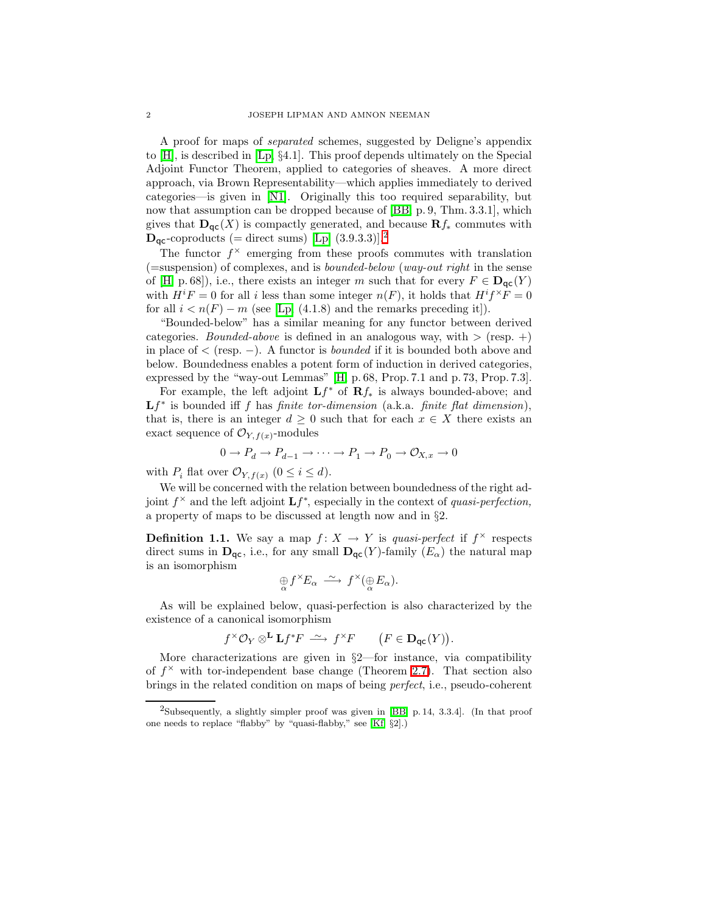A proof for maps of *separated* schemes, suggested by Deligne's appendix to [H], is described in [Lp, §4.1]. This proof depends ultimately on the Special Adjoint Functor Theorem, applied to categories of sheaves. A more direct approach, via Brown Representability—which applies immediately to derived categories—is given in [N1]. Originally this too required separability, but now that assumption can be dropped because of [BB, p. 9, Thm. 3.3.1], which gives that $\mathbf{D}_{\mathsf{qc}}(X)$ is compactly generated, and because $\mathbf{R}f_*$ commutes with $\mathbf{D}_{\mathsf{qc}}$-coproducts (= direct sums) [Lp, (3.9.3.3)].[2]

The functor $f^\times$ emerging from these proofs commutes with translation (=suspension) of complexes, and is *bounded-below* (*way-out right* in the sense of [H, p. 68]), i.e., there exists an integer $m$ such that for every $F \in \mathbf{D}_{\mathsf{qc}}(Y)$ with $H^iF = 0$ for all $i$ less than some integer $n(F)$, it holds that $H^if^\times F = 0$ for all $i < n(F) - m$ (see [Lp, (4.1.8) and the remarks preceding it]).

"Bounded-below" has a similar meaning for any functor between derived categories. *Bounded-above* is defined in an analogous way, with $>$ (resp. $+$) in place of $<$ (resp. $-$). A functor is *bounded* if it is bounded both above and below. Boundedness enables a potent form of induction in derived categories, expressed by the "way-out Lemmas" [H, p. 68, Prop. 7.1 and p. 73, Prop. 7.3].

For example, the left adjoint $\mathbf{L}f^*$ of $\mathbf{R}f_*$ is always bounded-above; and $\mathbf{L}f^*$ is bounded iff $f$ has *finite tor-dimension* (a.k.a. *finite flat dimension*), that is, there is an integer $d \ge 0$ such that for each $x \in X$ there exists an exact sequence of $\mathcal{O}_{Y,f(x)}$-modules

$$0 \to P_d \to P_{d-1} \to \cdots \to P_1 \to P_0 \to \mathcal{O}_{X,x} \to 0$$

with $P_i$ flat over $\mathcal{O}_{Y,f(x)}$ $(0 \le i \le d)$.

We will be concerned with the relation between boundedness of the right adjoint $f^\times$ and the left adjoint $\mathbf{L}f^*$, especially in the context of *quasi-perfection,* a property of maps to be discussed at length now and in §2.

**Definition 1.1.** We say a map $f\colon X \to Y$ is *quasi-perfect* if $f^\times$ respects direct sums in $\mathbf{D}_{\mathsf{qc}}$, i.e., for any small $\mathbf{D}_{\mathsf{qc}}(Y)$-family $(E_\alpha)$ the natural map is an isomorphism

$$\bigoplus_\alpha f^\times E_\alpha \xrightarrow{\;\sim\;} f^\times\big(\bigoplus_\alpha E_\alpha\big).$$

As will be explained below, quasi-perfection is also characterized by the existence of a canonical isomorphism

$$f^\times\mathcal{O}_Y \otimes^{\mathbf{L}} \mathbf{L}f^*F \xrightarrow{\;\sim\;} f^\times F \qquad \big(F \in \mathbf{D}_{\mathsf{qc}}(Y)\big).$$

More characterizations are given in §2—for instance, via compatibility of $f^\times$ with tor-independent base change (Theorem 2.7). That section also brings in the related condition on maps of being *perfect*, i.e., pseudo-coherent

[2] Subsequently, a slightly simpler proof was given in [BB, p. 14, 3.3.4]. (In that proof one needs to replace "flabby" by "quasi-flabby," see [Kf, §2].)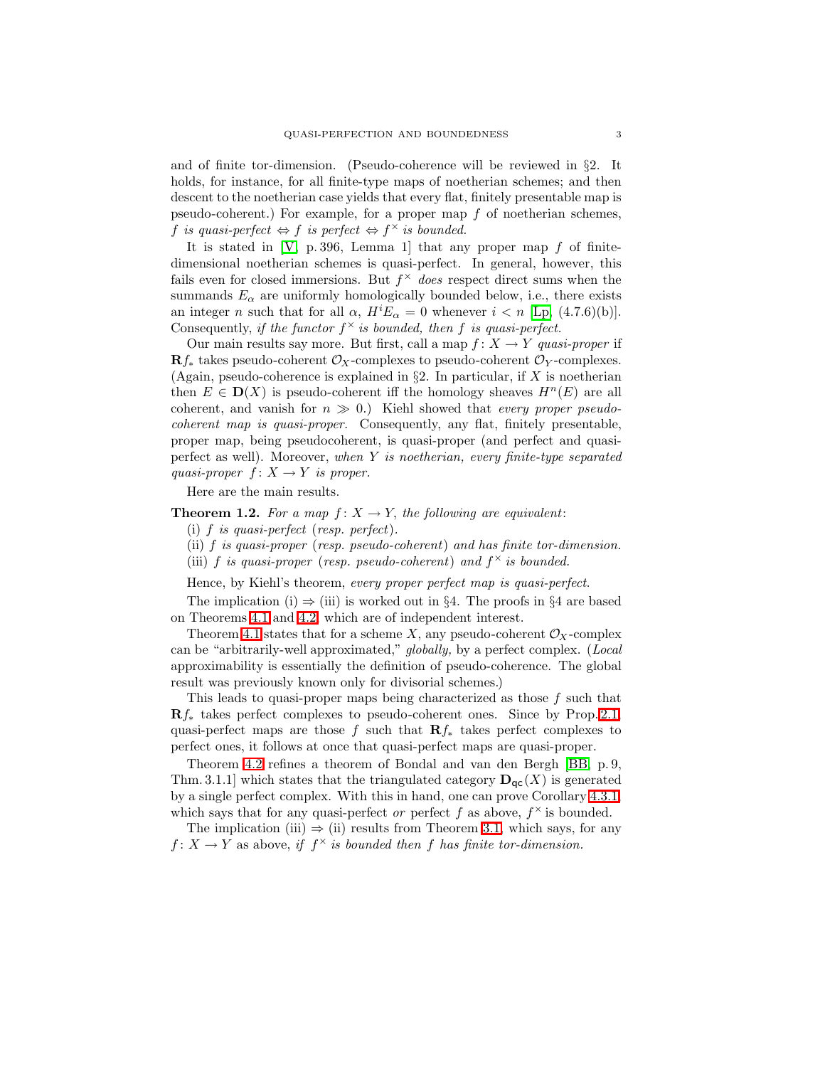and of finite tor-dimension. (Pseudo-coherence will be reviewed in §2. It holds, for instance, for all finite-type maps of noetherian schemes; and then descent to the noetherian case yields that every flat, finitely presentable map is pseudo-coherent.) For example, for a proper map $f$ of noetherian schemes, *$f$ is quasi-perfect $\Leftrightarrow$ $f$ is perfect $\Leftrightarrow$ $f^\times$ is bounded.*

It is stated in [V, p. 396, Lemma 1] that any proper map $f$ of finite-dimensional noetherian schemes is quasi-perfect. In general, however, this fails even for closed immersions. But $f^\times$ *does* respect direct sums when the summands $E_\alpha$ are uniformly homologically bounded below, i.e., there exists an integer $n$ such that for all $\alpha$, $H^i E_\alpha = 0$ whenever $i < n$ [Lp, (4.7.6)(b)]. Consequently, *if the functor $f^\times$ is bounded, then $f$ is quasi-perfect.*

Our main results say more. But first, call a map $f\colon X \to Y$ *quasi-proper* if $\mathbf{R}f_*$ takes pseudo-coherent $\mathcal{O}_X$-complexes to pseudo-coherent $\mathcal{O}_Y$-complexes. (Again, pseudo-coherence is explained in §2. In particular, if $X$ is noetherian then $E \in \mathbf{D}(X)$ is pseudo-coherent iff the homology sheaves $H^n(E)$ are all coherent, and vanish for $n \gg 0$.) Kiehl showed that *every proper pseudo-coherent map is quasi-proper.* Consequently, any flat, finitely presentable, proper map, being pseudocoherent, is quasi-proper (and perfect and quasi-perfect as well). Moreover, *when $Y$ is noetherian, every finite-type separated quasi-proper $f\colon X \to Y$ is proper.*

Here are the main results.

**Theorem 1.2.** *For a map $f\colon X \to Y$, the following are equivalent*:

(i) *$f$ is quasi-perfect* (*resp. perfect*).

(ii) *$f$ is quasi-proper* (*resp. pseudo-coherent*) *and has finite tor-dimension.*

(iii) *$f$ is quasi-proper* (*resp. pseudo-coherent*) *and $f^\times$ is bounded.*

Hence, by Kiehl's theorem, *every proper perfect map is quasi-perfect.*

The implication (i) $\Rightarrow$ (iii) is worked out in §4. The proofs in §4 are based on Theorems 4.1 and 4.2, which are of independent interest.

Theorem 4.1 states that for a scheme $X$, any pseudo-coherent $\mathcal{O}_X$-complex can be "arbitrarily-well approximated," *globally,* by a perfect complex. (*Local* approximability is essentially the definition of pseudo-coherence. The global result was previously known only for divisorial schemes.)

This leads to quasi-proper maps being characterized as those $f$ such that $\mathbf{R}f_*$ takes perfect complexes to pseudo-coherent ones. Since by Prop. 2.1, quasi-perfect maps are those $f$ such that $\mathbf{R}f_*$ takes perfect complexes to perfect ones, it follows at once that quasi-perfect maps are quasi-proper.

Theorem 4.2 refines a theorem of Bondal and van den Bergh [BB, p. 9, Thm. 3.1.1] which states that the triangulated category $\mathbf{D}_{\mathsf{qc}}(X)$ is generated by a single perfect complex. With this in hand, one can prove Corollary 4.3.1, which says that for any quasi-perfect *or* perfect $f$ as above, $f^\times$ is bounded.

The implication (iii) $\Rightarrow$ (ii) results from Theorem 3.1, which says, for any $f\colon X \to Y$ as above, *if $f^\times$ is bounded then $f$ has finite tor-dimension.*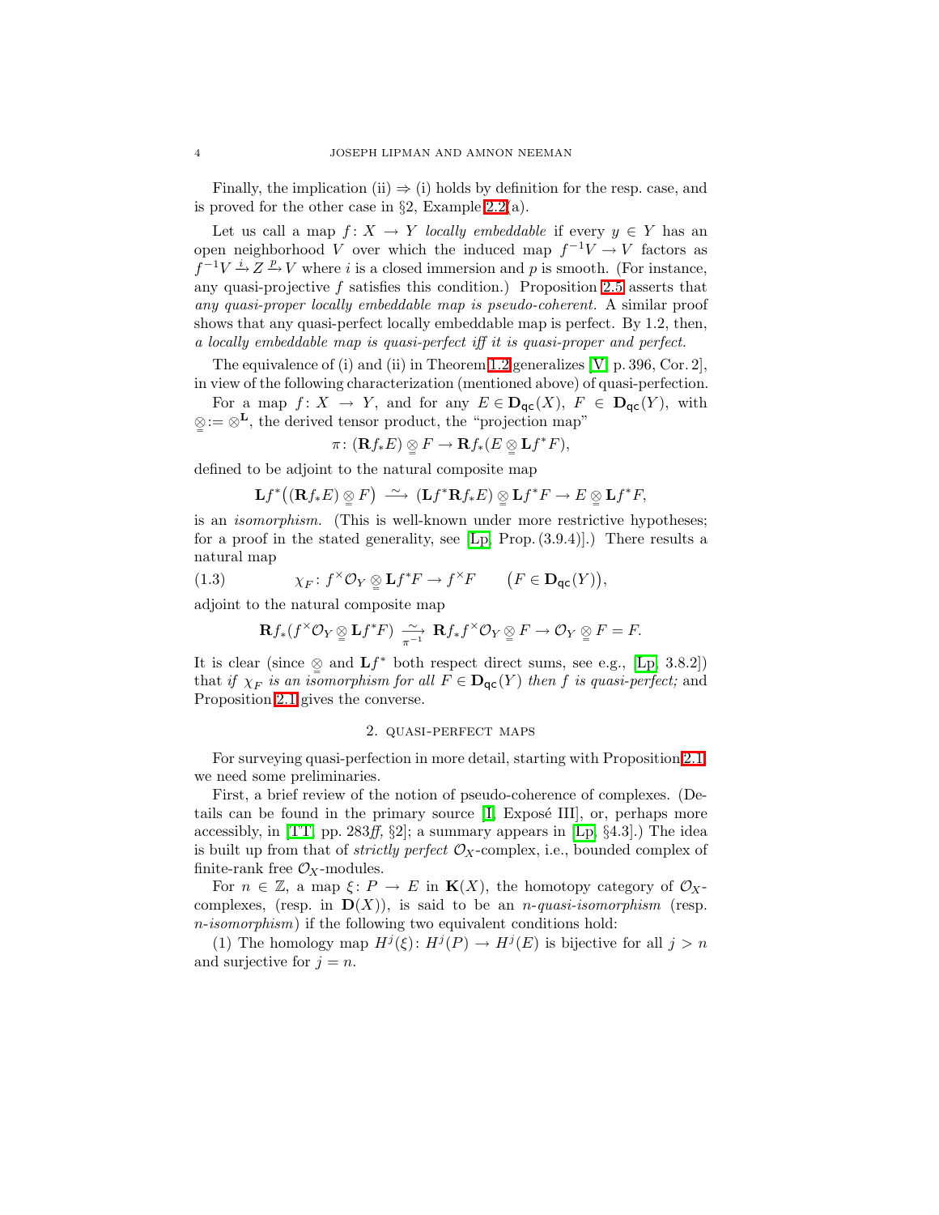Finally, the implication (ii) ⇒ (i) holds by definition for the resp. case, and is proved for the other case in §2, Example 2.2(a).

Let us call a map $f\colon X \to Y$ *locally embeddable* if every $y \in Y$ has an open neighborhood $V$ over which the induced map $f^{-1}V \to V$ factors as $f^{-1}V \xrightarrow{i} Z \xrightarrow{p} V$ where $i$ is a closed immersion and $p$ is smooth. (For instance, any quasi-projective $f$ satisfies this condition.) Proposition 2.5 asserts that *any quasi-proper locally embeddable map is pseudo-coherent.* A similar proof shows that any quasi-perfect locally embeddable map is perfect. By 1.2, then, *a locally embeddable map is quasi-perfect iff it is quasi-proper and perfect.*

The equivalence of (i) and (ii) in Theorem 1.2 generalizes [V, p. 396, Cor. 2], in view of the following characterization (mentioned above) of quasi-perfection.

For a map $f\colon X \to Y$, and for any $E \in \mathbf{D}_{\mathsf{qc}}(X)$, $F \in \mathbf{D}_{\mathsf{qc}}(Y)$, with $\underline{\otimes} := \otimes^{\mathbf{L}}$, the derived tensor product, the "projection map"

$$\pi\colon (\mathbf{R}f_*E) \underline{\otimes} F \to \mathbf{R}f_*(E \underline{\otimes} \mathbf{L}f^*F),$$

defined to be adjoint to the natural composite map

$$\mathbf{L}f^*\big((\mathbf{R}f_*E) \underline{\otimes} F\big) \xrightarrow{\ \sim\ } (\mathbf{L}f^*\mathbf{R}f_*E) \underline{\otimes} \mathbf{L}f^*F \to E \underline{\otimes} \mathbf{L}f^*F,$$

is an *isomorphism.* (This is well-known under more restrictive hypotheses; for a proof in the stated generality, see [Lp, Prop. (3.9.4)].) There results a natural map

$$\chi_F\colon f^\times\mathcal{O}_Y \underline{\otimes} \mathbf{L}f^*F \to f^\times F \qquad \big(F \in \mathbf{D}_{\mathsf{qc}}(Y)\big), \tag{1.3}$$

adjoint to the natural composite map

$$\mathbf{R}f_*(f^\times\mathcal{O}_Y \underline{\otimes} \mathbf{L}f^*F) \underset{\pi^{-1}}{\xrightarrow{\ \sim\ }} \mathbf{R}f_*f^\times\mathcal{O}_Y \underline{\otimes} F \to \mathcal{O}_Y \underline{\otimes} F = F.$$

It is clear (since $\underline{\otimes}$ and $\mathbf{L}f^*$ both respect direct sums, see e.g., [Lp, 3.8.2]) that *if $\chi_F$ is an isomorphism for all $F \in \mathbf{D}_{\mathsf{qc}}(Y)$ then $f$ is quasi-perfect;* and Proposition 2.1 gives the converse.

## 2. quasi-perfect maps

For surveying quasi-perfection in more detail, starting with Proposition 2.1, we need some preliminaries.

First, a brief review of the notion of pseudo-coherence of complexes. (Details can be found in the primary source [I, Exposé III], or, perhaps more accessibly, in [TT, pp. 283*ff*, §2]; a summary appears in [Lp, §4.3].) The idea is built up from that of *strictly perfect* $\mathcal{O}_X$-complex, i.e., bounded complex of finite-rank free $\mathcal{O}_X$-modules.

For $n \in \mathbb{Z}$, a map $\xi\colon P \to E$ in $\mathbf{K}(X)$, the homotopy category of $\mathcal{O}_X$-complexes, (resp. in $\mathbf{D}(X)$), is said to be an *$n$-quasi-isomorphism* (resp. *$n$-isomorphism*) if the following two equivalent conditions hold:

(1) The homology map $H^j(\xi)\colon H^j(P) \to H^j(E)$ is bijective for all $j > n$ and surjective for $j = n$.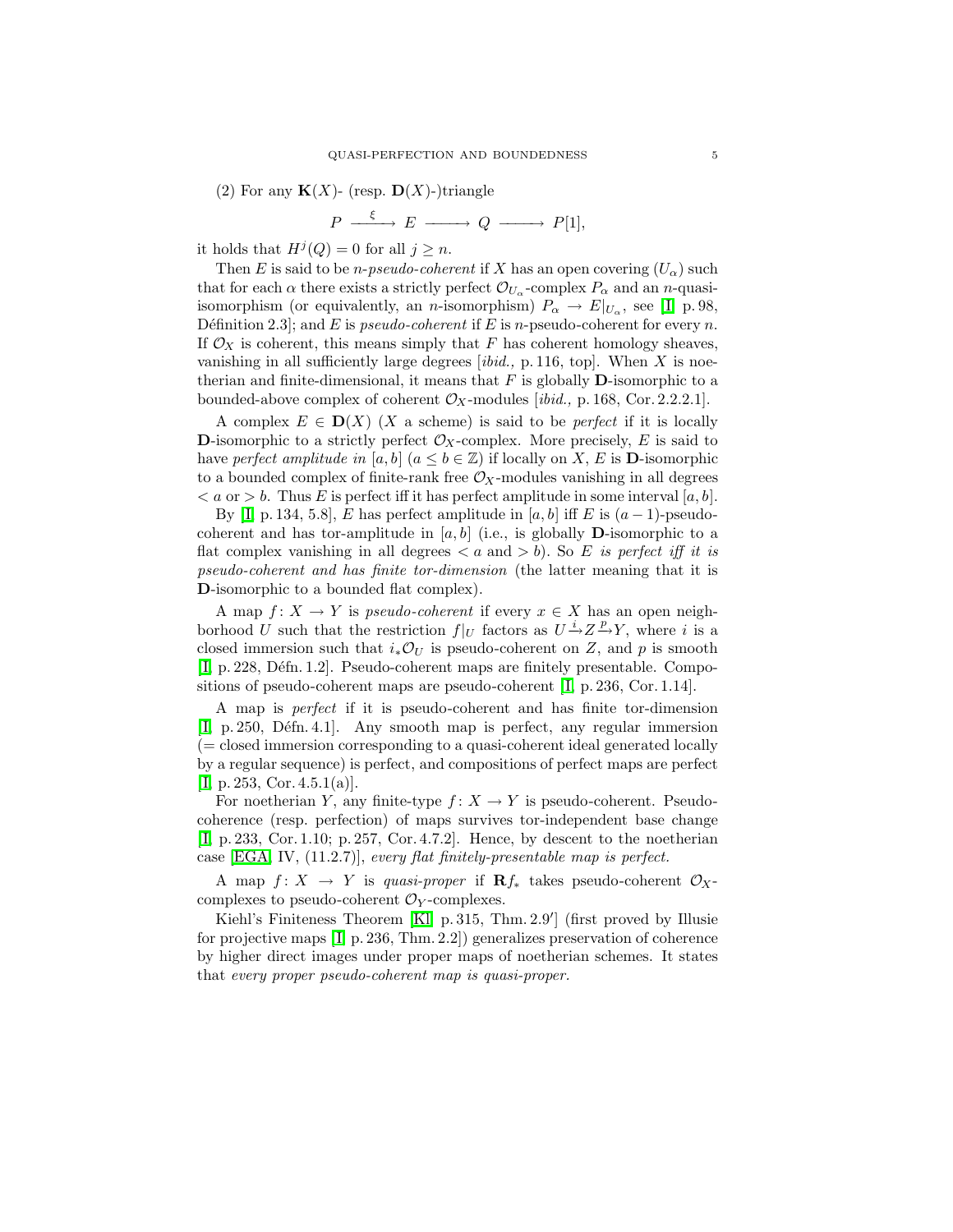(2) For any $\mathbf{K}(X)$- (resp. $\mathbf{D}(X)$-)triangle

$$P \xrightarrow{\ \xi\ } E \longrightarrow Q \longrightarrow P[1],$$

it holds that $H^j(Q) = 0$ for all $j \geq n$.

Then $E$ is said to be *$n$-pseudo-coherent* if $X$ has an open covering $(U_\alpha)$ such that for each $\alpha$ there exists a strictly perfect $\mathcal{O}_{U_\alpha}$-complex $P_\alpha$ and an $n$-quasi-isomorphism (or equivalently, an $n$-isomorphism) $P_\alpha \to E|_{U_\alpha}$, see [I, p. 98, Définition 2.3]; and $E$ is *pseudo-coherent* if $E$ is $n$-pseudo-coherent for every $n$. If $\mathcal{O}_X$ is coherent, this means simply that $F$ has coherent homology sheaves, vanishing in all sufficiently large degrees [*ibid.,* p. 116, top]. When $X$ is noetherian and finite-dimensional, it means that $F$ is globally $\mathbf{D}$-isomorphic to a bounded-above complex of coherent $\mathcal{O}_X$-modules [*ibid.,* p. 168, Cor. 2.2.2.1].

A complex $E \in \mathbf{D}(X)$ ($X$ a scheme) is said to be *perfect* if it is locally $\mathbf{D}$-isomorphic to a strictly perfect $\mathcal{O}_X$-complex. More precisely, $E$ is said to have *perfect amplitude in* $[a, b]$ ($a \leq b \in \mathbb{Z}$) if locally on $X$, $E$ is $\mathbf{D}$-isomorphic to a bounded complex of finite-rank free $\mathcal{O}_X$-modules vanishing in all degrees $< a$ or $> b$. Thus $E$ is perfect iff it has perfect amplitude in some interval $[a, b]$.

By [I, p. 134, 5.8], $E$ has perfect amplitude in $[a, b]$ iff $E$ is $(a-1)$-pseudo-coherent and has tor-amplitude in $[a, b]$ (i.e., is globally $\mathbf{D}$-isomorphic to a flat complex vanishing in all degrees $< a$ and $> b$). So *$E$ is perfect iff it is pseudo-coherent and has finite tor-dimension* (the latter meaning that it is $\mathbf{D}$-isomorphic to a bounded flat complex).

A map $f\colon X \to Y$ is *pseudo-coherent* if every $x \in X$ has an open neighborhood $U$ such that the restriction $f|_U$ factors as $U \xrightarrow{i} Z \xrightarrow{p} Y$, where $i$ is a closed immersion such that $i_*\mathcal{O}_U$ is pseudo-coherent on $Z$, and $p$ is smooth [I, p. 228, Défn. 1.2]. Pseudo-coherent maps are finitely presentable. Compositions of pseudo-coherent maps are pseudo-coherent [I, p. 236, Cor. 1.14].

A map is *perfect* if it is pseudo-coherent and has finite tor-dimension [I, p. 250, Défn. 4.1]. Any smooth map is perfect, any regular immersion (= closed immersion corresponding to a quasi-coherent ideal generated locally by a regular sequence) is perfect, and compositions of perfect maps are perfect [I, p. 253, Cor. 4.5.1(a)].

For noetherian $Y$, any finite-type $f\colon X \to Y$ is pseudo-coherent. Pseudo-coherence (resp. perfection) of maps survives tor-independent base change [I, p. 233, Cor. 1.10; p. 257, Cor. 4.7.2]. Hence, by descent to the noetherian case [EGA, IV, (11.2.7)], *every flat finitely-presentable map is perfect.*

A map $f\colon X \to Y$ is *quasi-proper* if $\mathbf{R}f_*$ takes pseudo-coherent $\mathcal{O}_X$-complexes to pseudo-coherent $\mathcal{O}_Y$-complexes.

Kiehl's Finiteness Theorem [Kl, p. 315, Thm. 2.9$'$] (first proved by Illusie for projective maps [I, p. 236, Thm. 2.2]) generalizes preservation of coherence by higher direct images under proper maps of noetherian schemes. It states that *every proper pseudo-coherent map is quasi-proper.*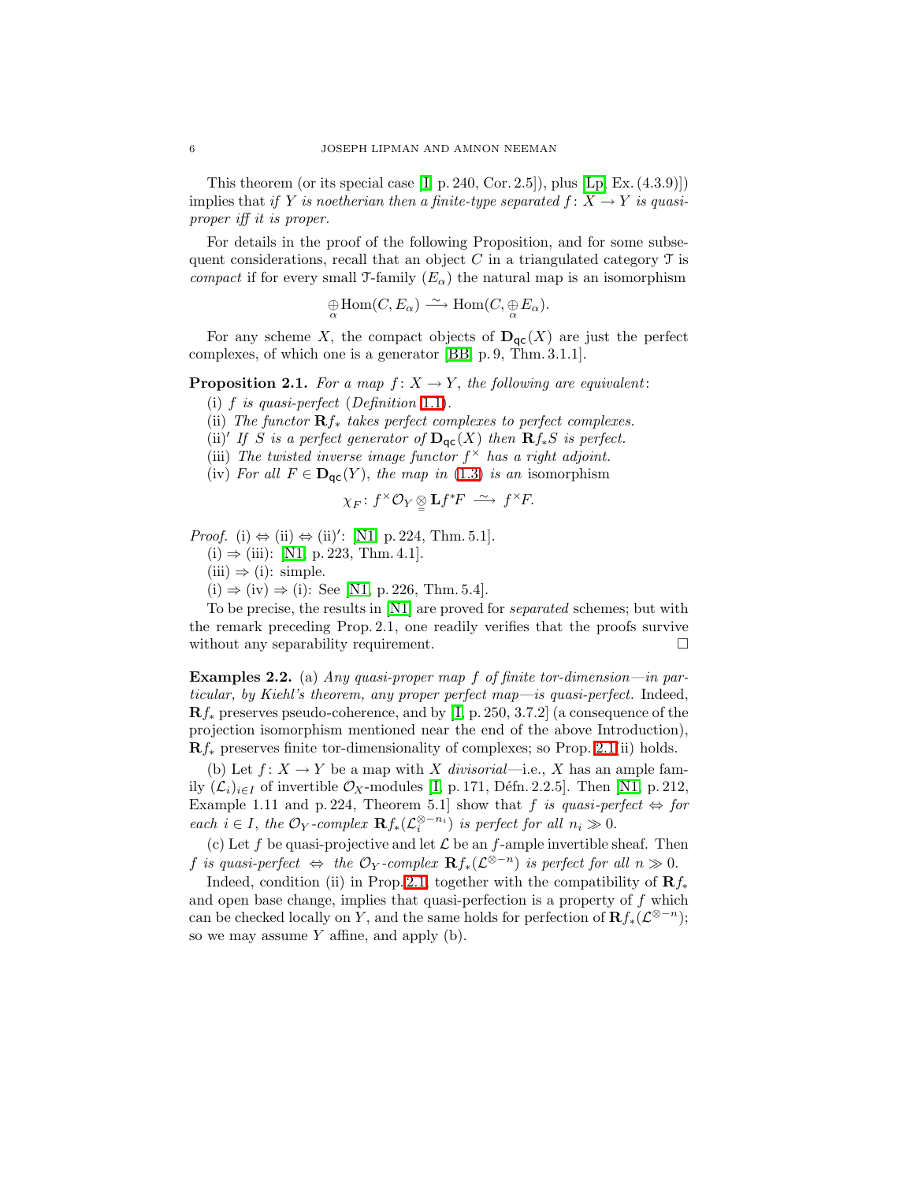This theorem (or its special case [I, p. 240, Cor. 2.5]), plus [Lp, Ex. (4.3.9)]) implies that *if $Y$ is noetherian then a finite-type separated $f: X \to Y$ is quasi-proper iff it is proper.*

For details in the proof of the following Proposition, and for some subsequent considerations, recall that an object $C$ in a triangulated category $\mathcal{T}$ is *compact* if for every small $\mathcal{T}$-family $(E_\alpha)$ the natural map is an isomorphism

$$\underset{\alpha}{\oplus}\operatorname{Hom}(C, E_\alpha) \xrightarrow{\ \sim\ } \operatorname{Hom}(C, \underset{\alpha}{\oplus} E_\alpha).$$

For any scheme $X$, the compact objects of $\mathbf{D}_{\mathsf{qc}}(X)$ are just the perfect complexes, of which one is a generator [BB, p. 9, Thm. 3.1.1].

**Proposition 2.1.** *For a map $f: X \to Y$, the following are equivalent:*

(i) *$f$ is quasi-perfect (Definition 1.1).*

(ii) *The functor $\mathbf{R}f_*$ takes perfect complexes to perfect complexes.*

(ii)$'$ *If $S$ is a perfect generator of $\mathbf{D}_{\mathsf{qc}}(X)$ then $\mathbf{R}f_*S$ is perfect.*

(iii) *The twisted inverse image functor $f^\times$ has a right adjoint.*

(iv) *For all $F \in \mathbf{D}_{\mathsf{qc}}(Y)$, the map in (1.3) is an* isomorphism

$$\chi_F : f^\times\mathcal{O}_Y \underset{=}{\otimes} \mathbf{L}f^*F \xrightarrow{\ \sim\ } f^\times F.$$

*Proof.* (i) $\Leftrightarrow$ (ii) $\Leftrightarrow$ (ii)$'$: [N1, p. 224, Thm. 5.1].

(i) $\Rightarrow$ (iii): [N1, p. 223, Thm. 4.1].

(iii) $\Rightarrow$ (i): simple.

(i) $\Rightarrow$ (iv) $\Rightarrow$ (i): See [N1, p. 226, Thm. 5.4].

To be precise, the results in [N1] are proved for *separated* schemes; but with the remark preceding Prop. 2.1, one readily verifies that the proofs survive without any separability requirement. $\square$

**Examples 2.2.** (a) *Any quasi-proper map $f$ of finite tor-dimension—in particular, by Kiehl's theorem, any proper perfect map—is quasi-perfect.* Indeed, $\mathbf{R}f_*$ preserves pseudo-coherence, and by [I, p. 250, 3.7.2] (a consequence of the projection isomorphism mentioned near the end of the above Introduction), $\mathbf{R}f_*$ preserves finite tor-dimensionality of complexes; so Prop. 2.1(ii) holds.

(b) Let $f: X \to Y$ be a map with $X$ *divisorial*—i.e., $X$ has an ample family $(\mathcal{L}_i)_{i\in I}$ of invertible $\mathcal{O}_X$-modules [I, p. 171, Défn. 2.2.5]. Then [N1, p. 212, Example 1.11 and p. 224, Theorem 5.1] show that *$f$ is quasi-perfect $\Leftrightarrow$ for each $i \in I$, the $\mathcal{O}_Y$-complex $\mathbf{R}f_*(\mathcal{L}_i^{\otimes -n_i})$ is perfect for all $n_i \gg 0$.*

(c) Let $f$ be quasi-projective and let $\mathcal{L}$ be an $f$-ample invertible sheaf. Then *$f$ is quasi-perfect $\Leftrightarrow$ the $\mathcal{O}_Y$-complex $\mathbf{R}f_*(\mathcal{L}^{\otimes -n})$ is perfect for all $n \gg 0$.*

Indeed, condition (ii) in Prop. 2.1, together with the compatibility of $\mathbf{R}f_*$ and open base change, implies that quasi-perfection is a property of $f$ which can be checked locally on $Y$, and the same holds for perfection of $\mathbf{R}f_*(\mathcal{L}^{\otimes -n})$; so we may assume $Y$ affine, and apply (b).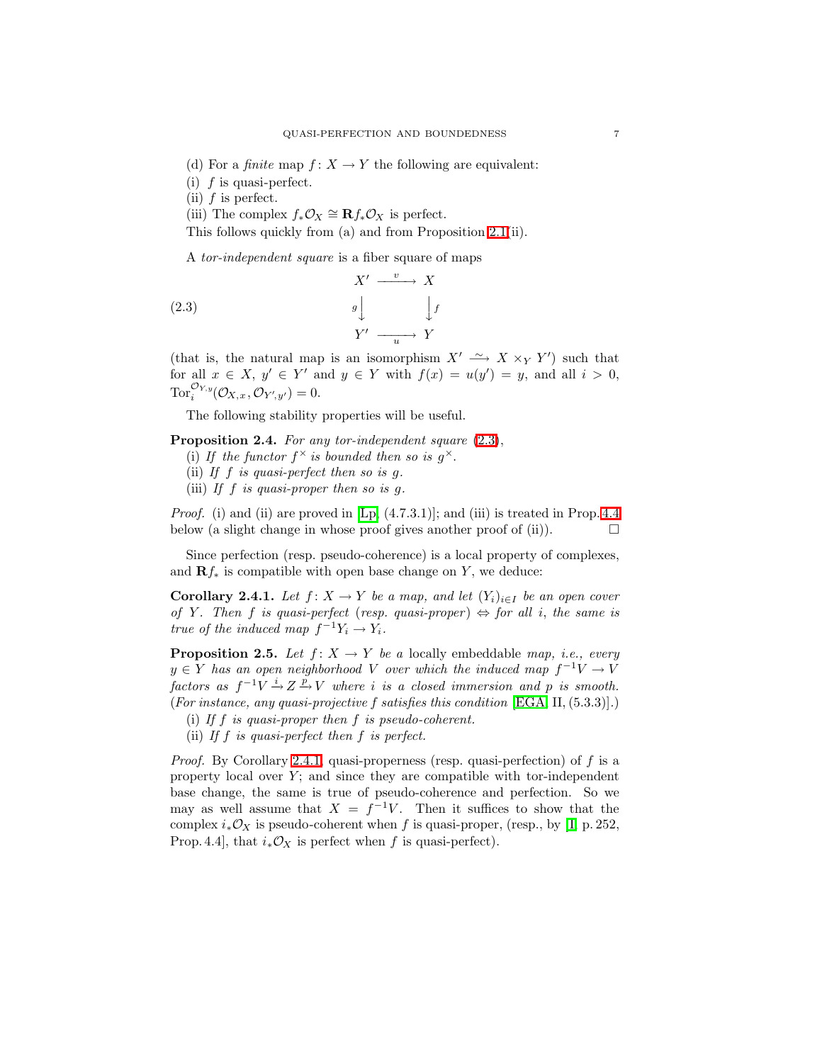(d) For a *finite* map $f\colon X \to Y$ the following are equivalent:

(i) $f$ is quasi-perfect.

(ii) $f$ is perfect.

(iii) The complex $f_*\mathcal{O}_X \cong \mathbf{R}f_*\mathcal{O}_X$ is perfect.

This follows quickly from (a) and from Proposition 2.1(ii).

A *tor-independent square* is a fiber square of maps

$$
\begin{array}{ccc}
X' & \xrightarrow{\ v\ } & X \\
{\scriptstyle g}\big\downarrow & & \big\downarrow{\scriptstyle f} \\
Y' & \xrightarrow[\ u\ ]{} & Y
\end{array}
\tag{2.3}
$$

(that is, the natural map is an isomorphism $X' \xrightarrow{\ \sim\ } X \times_Y Y'$) such that for all $x \in X$, $y' \in Y'$ and $y \in Y$ with $f(x) = u(y') = y$, and all $i > 0$, $\mathrm{Tor}_i^{\mathcal{O}_{Y,y}}(\mathcal{O}_{X,x}, \mathcal{O}_{Y',y'}) = 0$.

The following stability properties will be useful.

**Proposition 2.4.** *For any tor-independent square* (2.3),

(i) *If the functor $f^\times$ is bounded then so is $g^\times$.*

(ii) *If $f$ is quasi-perfect then so is $g$.*

(iii) *If $f$ is quasi-proper then so is $g$.*

*Proof.* (i) and (ii) are proved in [Lp, (4.7.3.1)]; and (iii) is treated in Prop. 4.4 below (a slight change in whose proof gives another proof of (ii)). $\square$

Since perfection (resp. pseudo-coherence) is a local property of complexes, and $\mathbf{R}f_*$ is compatible with open base change on $Y$, we deduce:

**Corollary 2.4.1.** *Let $f\colon X \to Y$ be a map, and let $(Y_i)_{i\in I}$ be an open cover of $Y$. Then $f$ is quasi-perfect* (*resp. quasi-proper*) $\Leftrightarrow$ *for all $i$, the same is true of the induced map $f^{-1}Y_i \to Y_i$.*

**Proposition 2.5.** *Let $f\colon X \to Y$ be a* locally embeddable *map, i.e., every $y \in Y$ has an open neighborhood $V$ over which the induced map $f^{-1}V \to V$ factors as $f^{-1}V \xrightarrow{i} Z \xrightarrow{p} V$ where $i$ is a closed immersion and $p$ is smooth.* (*For instance, any quasi-projective $f$ satisfies this condition* [EGA, II, (5.3.3)].)

(i) *If $f$ is quasi-proper then $f$ is pseudo-coherent.*

(ii) *If $f$ is quasi-perfect then $f$ is perfect.*

*Proof.* By Corollary 2.4.1, quasi-properness (resp. quasi-perfection) of $f$ is a property local over $Y$; and since they are compatible with tor-independent base change, the same is true of pseudo-coherence and perfection. So we may as well assume that $X = f^{-1}V$. Then it suffices to show that the complex $i_*\mathcal{O}_X$ is pseudo-coherent when $f$ is quasi-proper, (resp., by [I, p. 252, Prop. 4.4], that $i_*\mathcal{O}_X$ is perfect when $f$ is quasi-perfect).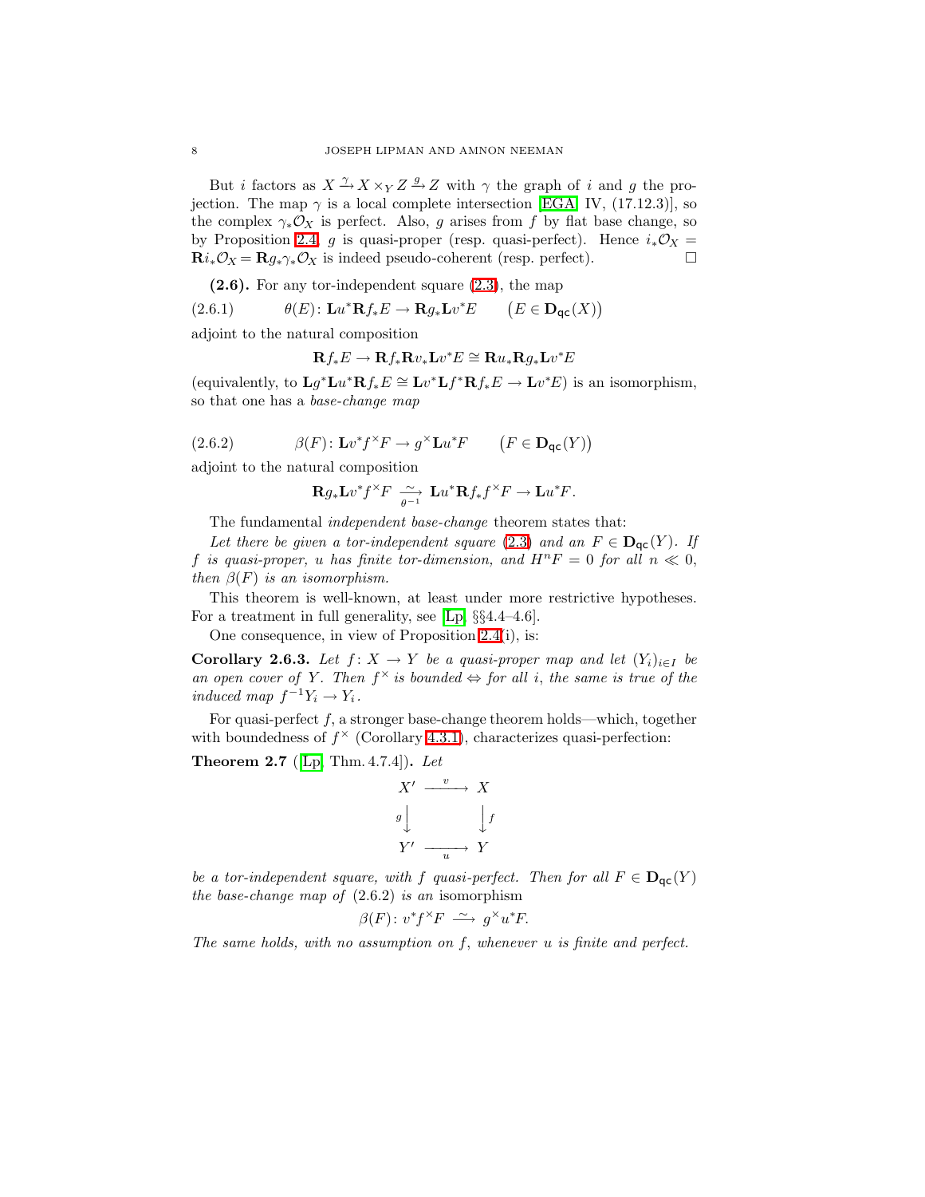But $i$ factors as $X \xrightarrow{\gamma} X \times_Y Z \xrightarrow{g} Z$ with $\gamma$ the graph of $i$ and $g$ the projection. The map $\gamma$ is a local complete intersection [EGA, IV, (17.12.3)], so the complex $\gamma_*\mathcal{O}_X$ is perfect. Also, $g$ arises from $f$ by flat base change, so by Proposition 2.4, $g$ is quasi-proper (resp. quasi-perfect). Hence $i_*\mathcal{O}_X = \mathbf{R}i_*\mathcal{O}_X = \mathbf{R}g_*\gamma_*\mathcal{O}_X$ is indeed pseudo-coherent (resp. perfect). $\square$

**(2.6).** For any tor-independent square (2.3), the map

$$\theta(E)\colon \mathbf{L}u^*\mathbf{R}f_*E \to \mathbf{R}g_*\mathbf{L}v^*E \qquad \big(E \in \mathbf{D}_{\mathsf{qc}}(X)\big) \tag{2.6.1}$$

adjoint to the natural composition

$$\mathbf{R}f_*E \to \mathbf{R}f_*\mathbf{R}v_*\mathbf{L}v^*E \cong \mathbf{R}u_*\mathbf{R}g_*\mathbf{L}v^*E$$

(equivalently, to $\mathbf{L}g^*\mathbf{L}u^*\mathbf{R}f_*E \cong \mathbf{L}v^*\mathbf{L}f^*\mathbf{R}f_*E \to \mathbf{L}v^*E$) is an isomorphism, so that one has a *base-change map*

$$\beta(F)\colon \mathbf{L}v^*f^\times F \to g^\times\mathbf{L}u^*F \qquad \big(F \in \mathbf{D}_{\mathsf{qc}}(Y)\big) \tag{2.6.2}$$

adjoint to the natural composition

$$\mathbf{R}g_*\mathbf{L}v^*f^\times F \underset{\theta^{-1}}{\xrightarrow{\ \sim\ }} \mathbf{L}u^*\mathbf{R}f_*f^\times F \to \mathbf{L}u^*F.$$

The fundamental *independent base-change* theorem states that:

*Let there be given a tor-independent square* (2.3) *and an* $F \in \mathbf{D}_{\mathsf{qc}}(Y)$. *If* $f$ *is quasi-proper,* $u$ *has finite tor-dimension, and* $H^nF = 0$ *for all* $n \ll 0$, *then* $\beta(F)$ *is an isomorphism.*

This theorem is well-known, at least under more restrictive hypotheses. For a treatment in full generality, see [Lp, §§4.4–4.6].

One consequence, in view of Proposition 2.4(i), is:

**Corollary 2.6.3.** *Let* $f\colon X \to Y$ *be a quasi-proper map and let* $(Y_i)_{i\in I}$ *be an open cover of* $Y$. *Then* $f^\times$ *is bounded* $\Leftrightarrow$ *for all* $i$, *the same is true of the induced map* $f^{-1}Y_i \to Y_i$.

For quasi-perfect $f$, a stronger base-change theorem holds—which, together with boundedness of $f^\times$ (Corollary 4.3.1), characterizes quasi-perfection:

**Theorem 2.7** ([Lp, Thm. 4.7.4])**.** *Let*

$$\begin{array}{ccc} X' & \xrightarrow{\ v\ } & X \\ {\scriptstyle g}\big\downarrow & & \big\downarrow{\scriptstyle f} \\ Y' & \xrightarrow[\ u\ ]{} & Y \end{array}$$

*be a tor-independent square, with* $f$ *quasi-perfect. Then for all* $F \in \mathbf{D}_{\mathsf{qc}}(Y)$ *the base-change map of* (2.6.2) *is an* isomorphism

$$\beta(F)\colon v^*f^\times F \xrightarrow{\ \sim\ } g^\times u^*F.$$

*The same holds, with no assumption on* $f$, *whenever* $u$ *is finite and perfect.*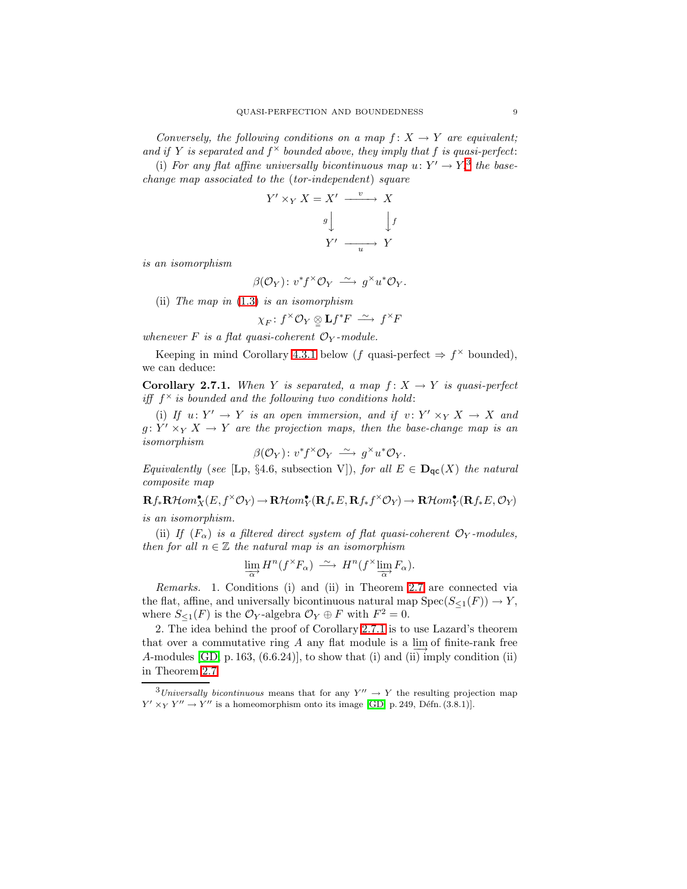*Conversely, the following conditions on a map $f\colon X \to Y$ are equivalent; and if $Y$ is separated and $f^\times$ bounded above, they imply that $f$ is quasi-perfect*:

(i) *For any flat affine universally bicontinuous map $u\colon Y' \to Y$*[3] *the base-change map associated to the* (*tor-independent*) *square*

$$\begin{array}{ccc} Y' \times_Y X = X' & \xrightarrow{\;v\;} & X \\ {\scriptstyle g}\big\downarrow & & \big\downarrow{\scriptstyle f} \\ Y' & \xrightarrow[\;u\;]{} & Y \end{array}$$

*is an isomorphism*

$$\beta(\mathcal{O}_Y)\colon v^*f^\times\mathcal{O}_Y \xrightarrow{\;\sim\;} g^\times u^*\mathcal{O}_Y.$$

(ii) *The map in* (1.3) *is an isomorphism*

$$\chi_F\colon f^\times\mathcal{O}_Y \underset{=}{\otimes} \mathbf{L}f^*F \xrightarrow{\;\sim\;} f^\times F$$

*whenever $F$ is a flat quasi-coherent $\mathcal{O}_Y$-module.*

Keeping in mind Corollary 4.3.1 below ($f$ quasi-perfect $\Rightarrow$ $f^\times$ bounded), we can deduce:

**Corollary 2.7.1.** *When $Y$ is separated, a map $f\colon X \to Y$ is quasi-perfect iff $f^\times$ is bounded and the following two conditions hold*:

(i) *If $u\colon Y' \to Y$ is an open immersion, and if $v\colon Y' \times_Y X \to X$ and $g\colon Y' \times_Y X \to Y$ are the projection maps, then the base-change map is an isomorphism*

$$\beta(\mathcal{O}_Y)\colon v^*f^\times\mathcal{O}_Y \xrightarrow{\;\sim\;} g^\times u^*\mathcal{O}_Y.$$

*Equivalently* (*see* [Lp, §4.6, subsection V]), *for all $E \in \mathbf{D}_{\mathsf{qc}}(X)$ the natural composite map*

$$\mathbf{R}f_*\mathbf{R}\mathcal{H}om^\bullet_X(E, f^\times\mathcal{O}_Y) \to \mathbf{R}\mathcal{H}om^\bullet_Y(\mathbf{R}f_*E, \mathbf{R}f_*f^\times\mathcal{O}_Y) \to \mathbf{R}\mathcal{H}om^\bullet_Y(\mathbf{R}f_*E, \mathcal{O}_Y)$$

*is an isomorphism.*

(ii) *If $(F_\alpha)$ is a filtered direct system of flat quasi-coherent $\mathcal{O}_Y$-modules, then for all $n \in \mathbb{Z}$ the natural map is an isomorphism*

$$\varinjlim_\alpha H^n(f^\times F_\alpha) \xrightarrow{\;\sim\;} H^n(f^\times \varinjlim_\alpha F_\alpha).$$

*Remarks.* 1. Conditions (i) and (ii) in Theorem 2.7 are connected via the flat, affine, and universally bicontinuous natural map $\mathrm{Spec}(S_{\le 1}(F)) \to Y$, where $S_{\le 1}(F)$ is the $\mathcal{O}_Y$-algebra $\mathcal{O}_Y \oplus F$ with $F^2 = 0$.

2. The idea behind the proof of Corollary 2.7.1 is to use Lazard's theorem that over a commutative ring $A$ any flat module is a $\varinjlim$ of finite-rank free $A$-modules [GD, p. 163, (6.6.24)], to show that (i) and (ii) imply condition (ii) in Theorem 2.7.

---

[3] *Universally bicontinuous* means that for any $Y'' \to Y$ the resulting projection map $Y' \times_Y Y'' \to Y''$ is a homeomorphism onto its image [GD, p. 249, Défn. (3.8.1)].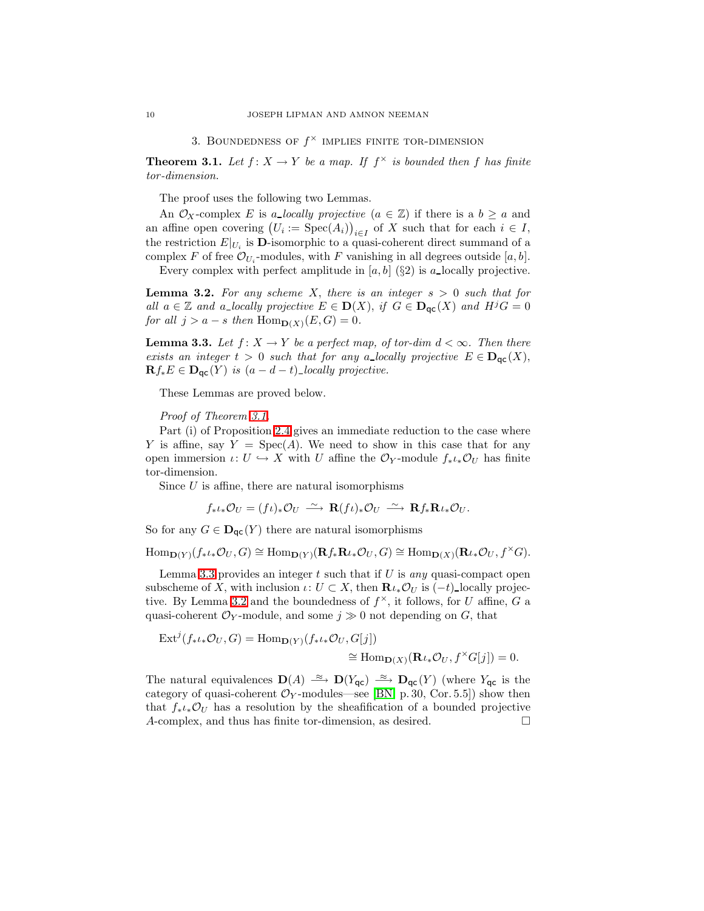## 3. Boundedness of $f^\times$ implies finite tor-dimension

**Theorem 3.1.** *Let $f\colon X \to Y$ be a map. If $f^\times$ is bounded then $f$ has finite tor-dimension.*

The proof uses the following two Lemmas.

An $\mathcal{O}_X$-complex $E$ is *$a$_locally projective* ($a \in \mathbb{Z}$) if there is a $b \ge a$ and an affine open covering $\big(U_i := \operatorname{Spec}(A_i)\big)_{i\in I}$ of $X$ such that for each $i \in I$, the restriction $E|_{U_i}$ is $\mathbf{D}$-isomorphic to a quasi-coherent direct summand of a complex $F$ of free $\mathcal{O}_{U_i}$-modules, with $F$ vanishing in all degrees outside $[a, b]$.

Every complex with perfect amplitude in $[a, b]$ (§2) is $a$_locally projective.

**Lemma 3.2.** *For any scheme $X$, there is an integer $s > 0$ such that for all $a \in \mathbb{Z}$ and $a$_locally projective $E \in \mathbf{D}(X)$, if $G \in \mathbf{D}_{\mathsf{qc}}(X)$ and $H^jG = 0$ for all $j > a - s$ then $\operatorname{Hom}_{\mathbf{D}(X)}(E, G) = 0$.*

**Lemma 3.3.** *Let $f\colon X \to Y$ be a perfect map, of tor-dim $d < \infty$. Then there exists an integer $t > 0$ such that for any $a$_locally projective $E \in \mathbf{D}_{\mathsf{qc}}(X)$, $\mathbf{R}f_*E \in \mathbf{D}_{\mathsf{qc}}(Y)$ is $(a - d - t)$_locally projective.*

These Lemmas are proved below.

*Proof of Theorem 3.1.*

Part (i) of Proposition 2.4 gives an immediate reduction to the case where $Y$ is affine, say $Y = \operatorname{Spec}(A)$. We need to show in this case that for any open immersion $\iota\colon U \hookrightarrow X$ with $U$ affine the $\mathcal{O}_Y$-module $f_*\iota_*\mathcal{O}_U$ has finite tor-dimension.

Since $U$ is affine, there are natural isomorphisms

$$f_*\iota_*\mathcal{O}_U = (f\iota)_*\mathcal{O}_U \xrightarrow{\ \sim\ } \mathbf{R}(f\iota)_*\mathcal{O}_U \xrightarrow{\ \sim\ } \mathbf{R}f_*\mathbf{R}\iota_*\mathcal{O}_U.$$

So for any $G \in \mathbf{D}_{\mathsf{qc}}(Y)$ there are natural isomorphisms

$$\operatorname{Hom}_{\mathbf{D}(Y)}(f_*\iota_*\mathcal{O}_U, G) \cong \operatorname{Hom}_{\mathbf{D}(Y)}(\mathbf{R}f_*\mathbf{R}\iota_*\mathcal{O}_U, G) \cong \operatorname{Hom}_{\mathbf{D}(X)}(\mathbf{R}\iota_*\mathcal{O}_U, f^\times G).$$

Lemma 3.3 provides an integer $t$ such that if $U$ is *any* quasi-compact open subscheme of $X$, with inclusion $\iota\colon U \subset X$, then $\mathbf{R}\iota_*\mathcal{O}_U$ is $(-t)$_locally projective. By Lemma 3.2 and the boundedness of $f^\times$, it follows, for $U$ affine, $G$ a quasi-coherent $\mathcal{O}_Y$-module, and some $j \gg 0$ not depending on $G$, that

$$\begin{aligned}\operatorname{Ext}^j(f_*\iota_*\mathcal{O}_U, G) &= \operatorname{Hom}_{\mathbf{D}(Y)}(f_*\iota_*\mathcal{O}_U, G[j])\\ &\cong \operatorname{Hom}_{\mathbf{D}(X)}(\mathbf{R}\iota_*\mathcal{O}_U, f^\times G[j]) = 0.\end{aligned}$$

The natural equivalences $\mathbf{D}(A) \xrightarrow{\ \approx\ } \mathbf{D}(Y_{\mathsf{qc}}) \xrightarrow{\ \approx\ } \mathbf{D}_{\mathsf{qc}}(Y)$ (where $Y_{\mathsf{qc}}$ is the category of quasi-coherent $\mathcal{O}_Y$-modules—see [BN, p. 30, Cor. 5.5]) show then that $f_*\iota_*\mathcal{O}_U$ has a resolution by the sheafification of a bounded projective $A$-complex, and thus has finite tor-dimension, as desired. $\square$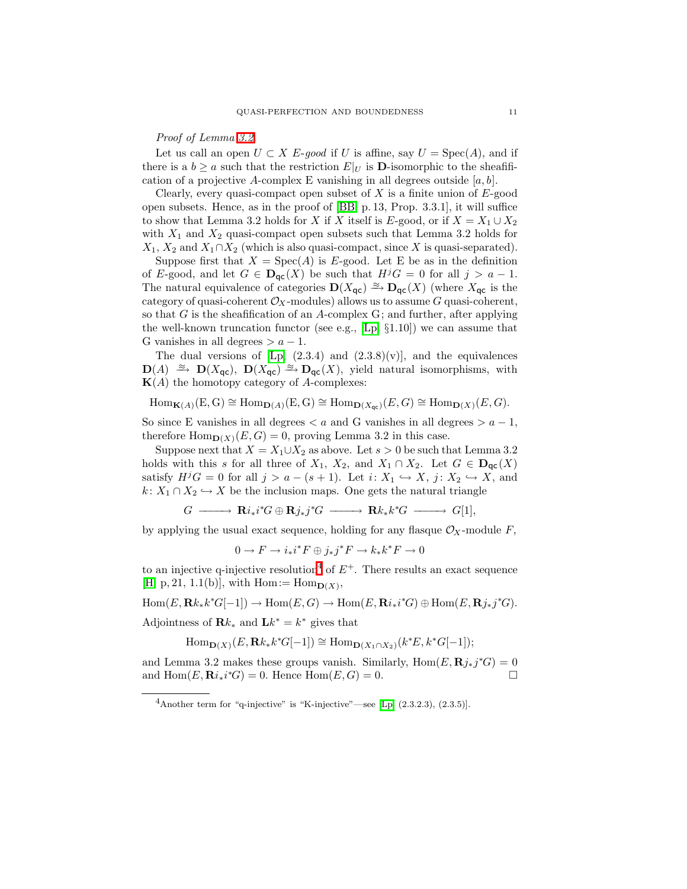*Proof of Lemma 3.2.*

Let us call an open $U \subset X$ *E-good* if $U$ is affine, say $U = \mathrm{Spec}(A)$, and if there is a $b \geq a$ such that the restriction $E|_U$ is $\mathbf{D}$-isomorphic to the sheafification of a projective $A$-complex E vanishing in all degrees outside $[a, b]$.

Clearly, every quasi-compact open subset of $X$ is a finite union of $E$-good open subsets. Hence, as in the proof of [BB, p. 13, Prop. 3.3.1], it will suffice to show that Lemma 3.2 holds for $X$ if $X$ itself is $E$-good, or if $X = X_1 \cup X_2$ with $X_1$ and $X_2$ quasi-compact open subsets such that Lemma 3.2 holds for $X_1$, $X_2$ and $X_1 \cap X_2$ (which is also quasi-compact, since $X$ is quasi-separated).

Suppose first that $X = \mathrm{Spec}(A)$ is $E$-good. Let E be as in the definition of $E$-good, and let $G \in \mathbf{D}_{\mathsf{qc}}(X)$ be such that $H^j G = 0$ for all $j > a - 1$. The natural equivalence of categories $\mathbf{D}(X_{\mathsf{qc}}) \xrightarrow{\approx} \mathbf{D}_{\mathsf{qc}}(X)$ (where $X_{\mathsf{qc}}$ is the category of quasi-coherent $\mathcal{O}_X$-modules) allows us to assume $G$ quasi-coherent, so that $G$ is the sheafification of an $A$-complex G; and further, after applying the well-known truncation functor (see e.g., [Lp, §1.10]) we can assume that G vanishes in all degrees $> a - 1$.

The dual versions of [Lp, (2.3.4) and (2.3.8)(v)], and the equivalences $\mathbf{D}(A) \xrightarrow{\approx} \mathbf{D}(X_{\mathsf{qc}})$, $\mathbf{D}(X_{\mathsf{qc}}) \xrightarrow{\approx} \mathbf{D}_{\mathsf{qc}}(X)$, yield natural isomorphisms, with $\mathbf{K}(A)$ the homotopy category of $A$-complexes:

$$\mathrm{Hom}_{\mathbf{K}(A)}(\mathrm{E}, \mathrm{G}) \cong \mathrm{Hom}_{\mathbf{D}(A)}(\mathrm{E}, \mathrm{G}) \cong \mathrm{Hom}_{\mathbf{D}(X_{\mathsf{qc}})}(E, G) \cong \mathrm{Hom}_{\mathbf{D}(X)}(E, G).$$

So since E vanishes in all degrees $< a$ and G vanishes in all degrees $> a - 1$, therefore $\mathrm{Hom}_{\mathbf{D}(X)}(E, G) = 0$, proving Lemma 3.2 in this case.

Suppose next that $X = X_1 \cup X_2$ as above. Let $s > 0$ be such that Lemma 3.2 holds with this $s$ for all three of $X_1$, $X_2$, and $X_1 \cap X_2$. Let $G \in \mathbf{D}_{\mathsf{qc}}(X)$ satisfy $H^j G = 0$ for all $j > a - (s + 1)$. Let $i \colon X_1 \hookrightarrow X$, $j \colon X_2 \hookrightarrow X$, and $k \colon X_1 \cap X_2 \hookrightarrow X$ be the inclusion maps. One gets the natural triangle

$$G \longrightarrow \mathbf{R}i_*i^*G \oplus \mathbf{R}j_*j^*G \longrightarrow \mathbf{R}k_*k^*G \longrightarrow G[1],$$

by applying the usual exact sequence, holding for any flasque $\mathcal{O}_X$-module $F$,

$$0 \to F \to i_*i^*F \oplus j_*j^*F \to k_*k^*F \to 0$$

to an injective q-injective resolution[4] of $E^+$. There results an exact sequence [H, p, 21, 1.1(b)], with $\mathrm{Hom} := \mathrm{Hom}_{\mathbf{D}(X)}$,

$$\mathrm{Hom}(E, \mathbf{R}k_*k^*G[-1]) \to \mathrm{Hom}(E, G) \to \mathrm{Hom}(E, \mathbf{R}i_*i^*G) \oplus \mathrm{Hom}(E, \mathbf{R}j_*j^*G).$$

Adjointness of $\mathbf{R}k_*$ and $\mathbf{L}k^* = k^*$ gives that

$$\mathrm{Hom}_{\mathbf{D}(X)}(E, \mathbf{R}k_*k^*G[-1]) \cong \mathrm{Hom}_{\mathbf{D}(X_1 \cap X_2)}(k^*E, k^*G[-1]);$$

and Lemma 3.2 makes these groups vanish. Similarly, $\mathrm{Hom}(E, \mathbf{R}j_*j^*G) = 0$ and $\mathrm{Hom}(E, \mathbf{R}i_*i^*G) = 0$. Hence $\mathrm{Hom}(E, G) = 0$. $\square$

---

[4] Another term for "q-injective" is "K-injective"—see [Lp, (2.3.2.3), (2.3.5)].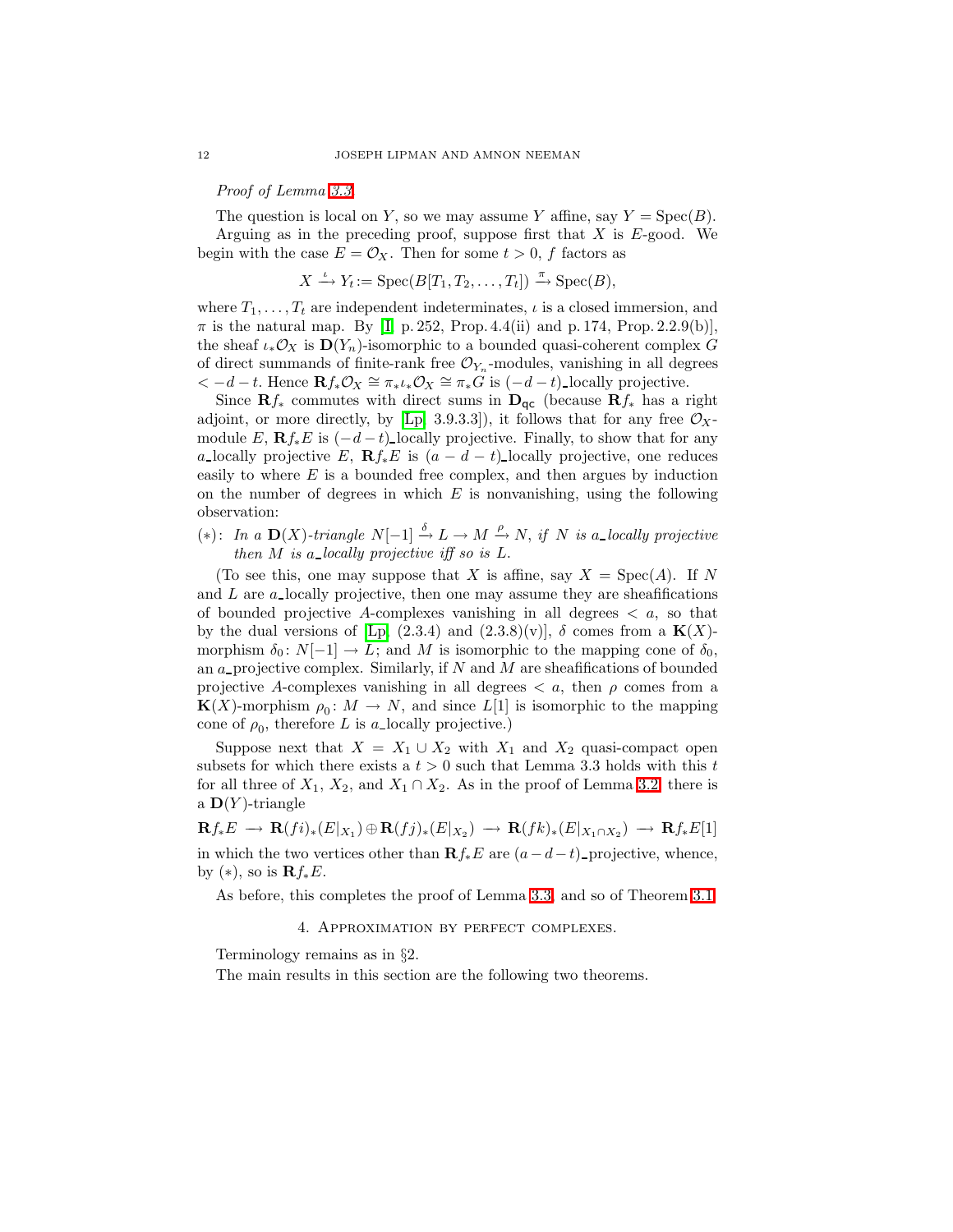*Proof of Lemma 3.3.*

The question is local on $Y$, so we may assume $Y$ affine, say $Y = \operatorname{Spec}(B)$.

Arguing as in the preceding proof, suppose first that $X$ is $E$-good. We begin with the case $E = \mathcal{O}_X$. Then for some $t > 0$, $f$ factors as

$$X \xrightarrow{\iota} Y_t := \operatorname{Spec}(B[T_1, T_2, \dots, T_t]) \xrightarrow{\pi} \operatorname{Spec}(B),$$

where $T_1, \dots, T_t$ are independent indeterminates, $\iota$ is a closed immersion, and $\pi$ is the natural map. By [I, p. 252, Prop. 4.4(ii) and p. 174, Prop. 2.2.9(b)], the sheaf $\iota_*\mathcal{O}_X$ is $\mathbf{D}(Y_n)$-isomorphic to a bounded quasi-coherent complex $G$ of direct summands of finite-rank free $\mathcal{O}_{Y_n}$-modules, vanishing in all degrees $< -d-t$. Hence $\mathbf{R}f_*\mathcal{O}_X \cong \pi_*\iota_*\mathcal{O}_X \cong \pi_* G$ is $(-d-t)$_locally projective.

Since $\mathbf{R}f_*$ commutes with direct sums in $\mathbf{D}_{\mathsf{qc}}$ (because $\mathbf{R}f_*$ has a right adjoint, or more directly, by [Lp, 3.9.3.3]), it follows that for any free $\mathcal{O}_X$-module $E$, $\mathbf{R}f_*E$ is $(-d-t)$_locally projective. Finally, to show that for any $a$_locally projective $E$, $\mathbf{R}f_*E$ is $(a-d-t)$_locally projective, one reduces easily to where $E$ is a bounded free complex, and then argues by induction on the number of degrees in which $E$ is nonvanishing, using the following observation:

$(*)$: *In a $\mathbf{D}(X)$-triangle $N[-1] \xrightarrow{\delta} L \to M \xrightarrow{\rho} N$, if $N$ is $a$_locally projective then $M$ is $a$_locally projective iff so is $L$.*

(To see this, one may suppose that $X$ is affine, say $X = \operatorname{Spec}(A)$. If $N$ and $L$ are $a$_locally projective, then one may assume they are sheafifications of bounded projective $A$-complexes vanishing in all degrees $< a$, so that by the dual versions of [Lp, (2.3.4) and (2.3.8)(v)], $\delta$ comes from a $\mathbf{K}(X)$-morphism $\delta_0 \colon N[-1] \to L$; and $M$ is isomorphic to the mapping cone of $\delta_0$, an $a$_projective complex. Similarly, if $N$ and $M$ are sheafifications of bounded projective $A$-complexes vanishing in all degrees $< a$, then $\rho$ comes from a $\mathbf{K}(X)$-morphism $\rho_0 \colon M \to N$, and since $L[1]$ is isomorphic to the mapping cone of $\rho_0$, therefore $L$ is $a$_locally projective.)

Suppose next that $X = X_1 \cup X_2$ with $X_1$ and $X_2$ quasi-compact open subsets for which there exists a $t > 0$ such that Lemma 3.3 holds with this $t$ for all three of $X_1$, $X_2$, and $X_1 \cap X_2$. As in the proof of Lemma 3.2, there is a $\mathbf{D}(Y)$-triangle

$$\mathbf{R}f_*E \longrightarrow \mathbf{R}(fi)_*(E|_{X_1}) \oplus \mathbf{R}(fj)_*(E|_{X_2}) \longrightarrow \mathbf{R}(fk)_*(E|_{X_1 \cap X_2}) \longrightarrow \mathbf{R}f_*E[1]$$

in which the two vertices other than $\mathbf{R}f_*E$ are $(a-d-t)$_projective, whence, by $(*)$, so is $\mathbf{R}f_*E$.

As before, this completes the proof of Lemma 3.3, and so of Theorem 3.1.

## 4. Approximation by perfect complexes.

Terminology remains as in §2.

The main results in this section are the following two theorems.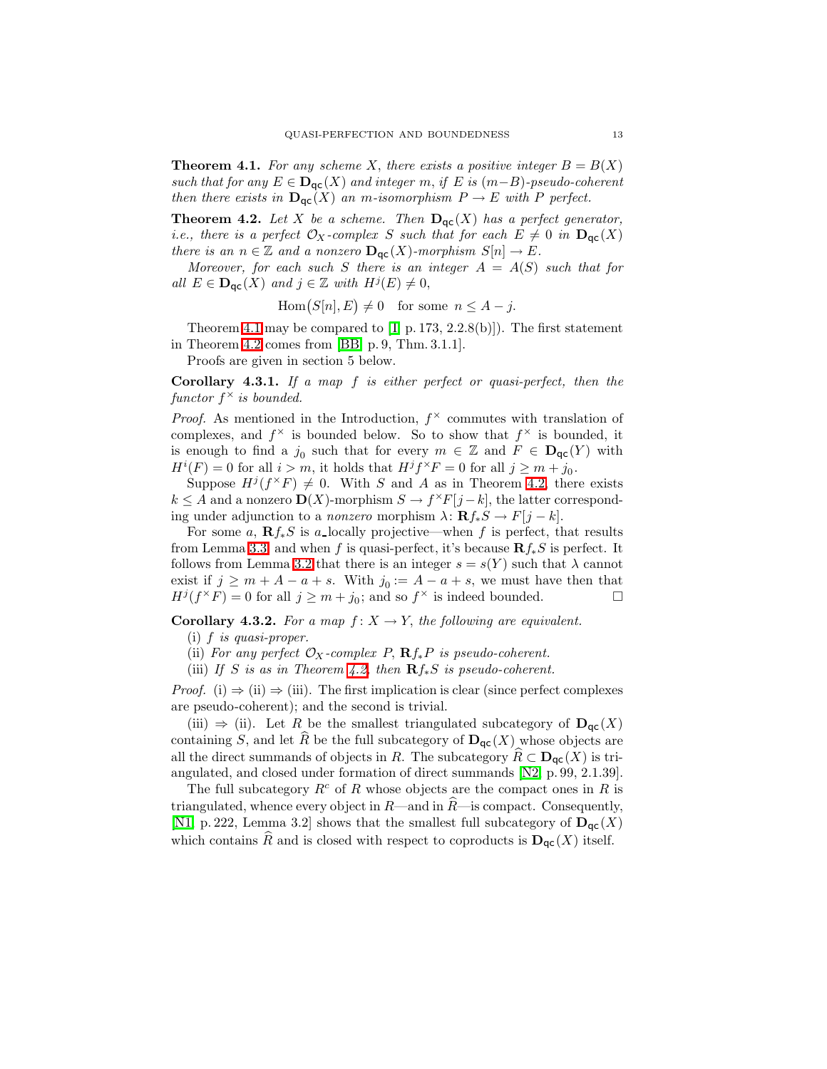**Theorem 4.1.** *For any scheme $X$, there exists a positive integer $B = B(X)$ such that for any $E \in \mathbf{D}_{\mathsf{qc}}(X)$ and integer $m$, if $E$ is $(m-B)$-pseudo-coherent then there exists in $\mathbf{D}_{\mathsf{qc}}(X)$ an $m$-isomorphism $P \to E$ with $P$ perfect.*

**Theorem 4.2.** *Let $X$ be a scheme. Then $\mathbf{D}_{\mathsf{qc}}(X)$ has a perfect generator, i.e., there is a perfect $\mathcal{O}_X$-complex $S$ such that for each $E \neq 0$ in $\mathbf{D}_{\mathsf{qc}}(X)$ there is an $n \in \mathbb{Z}$ and a nonzero $\mathbf{D}_{\mathsf{qc}}(X)$-morphism $S[n] \to E$.*

*Moreover, for each such $S$ there is an integer $A = A(S)$ such that for all $E \in \mathbf{D}_{\mathsf{qc}}(X)$ and $j \in \mathbb{Z}$ with $H^j(E) \neq 0$,*

$$\operatorname{Hom}\big(S[n], E\big) \neq 0 \quad \text{for some } \ n \leq A - j.$$

Theorem 4.1 may be compared to [I, p. 173, 2.2.8(b)]). The first statement in Theorem 4.2 comes from [BB, p. 9, Thm. 3.1.1].

Proofs are given in section 5 below.

**Corollary 4.3.1.** *If a map $f$ is either perfect or quasi-perfect, then the functor $f^{\times}$ is bounded.*

*Proof.* As mentioned in the Introduction, $f^{\times}$ commutes with translation of complexes, and $f^{\times}$ is bounded below. So to show that $f^{\times}$ is bounded, it is enough to find a $j_0$ such that for every $m \in \mathbb{Z}$ and $F \in \mathbf{D}_{\mathsf{qc}}(Y)$ with $H^i(F) = 0$ for all $i > m$, it holds that $H^j f^{\times} F = 0$ for all $j \geq m + j_0$.

Suppose $H^j(f^{\times}F) \neq 0$. With $S$ and $A$ as in Theorem 4.2, there exists $k \leq A$ and a nonzero $\mathbf{D}(X)$-morphism $S \to f^{\times}F[j-k]$, the latter corresponding under adjunction to a *nonzero* morphism $\lambda\colon \mathbf{R}f_*S \to F[j-k]$.

For some $a$, $\mathbf{R}f_*S$ is $a$-locally projective—when $f$ is perfect, that results from Lemma 3.3, and when $f$ is quasi-perfect, it's because $\mathbf{R}f_*S$ is perfect. It follows from Lemma 3.2 that there is an integer $s = s(Y)$ such that $\lambda$ cannot exist if $j \geq m + A - a + s$. With $j_0 := A - a + s$, we must have then that $H^j(f^{\times}F) = 0$ for all $j \geq m + j_0$; and so $f^{\times}$ is indeed bounded. $\square$

**Corollary 4.3.2.** *For a map $f\colon X \to Y$, the following are equivalent.*

(i) *$f$ is quasi-proper.*

(ii) *For any perfect $\mathcal{O}_X$-complex $P$, $\mathbf{R}f_*P$ is pseudo-coherent.*

(iii) *If $S$ is as in Theorem 4.2, then $\mathbf{R}f_*S$ is pseudo-coherent.*

*Proof.* (i) $\Rightarrow$ (ii) $\Rightarrow$ (iii). The first implication is clear (since perfect complexes are pseudo-coherent); and the second is trivial.

(iii) $\Rightarrow$ (ii). Let $R$ be the smallest triangulated subcategory of $\mathbf{D}_{\mathsf{qc}}(X)$ containing $S$, and let $\widehat{R}$ be the full subcategory of $\mathbf{D}_{\mathsf{qc}}(X)$ whose objects are all the direct summands of objects in $R$. The subcategory $\widehat{R} \subset \mathbf{D}_{\mathsf{qc}}(X)$ is triangulated, and closed under formation of direct summands [N2, p. 99, 2.1.39].

The full subcategory $R^c$ of $R$ whose objects are the compact ones in $R$ is triangulated, whence every object in $R$—and in $\widehat{R}$—is compact. Consequently, [N1, p. 222, Lemma 3.2] shows that the smallest full subcategory of $\mathbf{D}_{\mathsf{qc}}(X)$ which contains $\widehat{R}$ and is closed with respect to coproducts is $\mathbf{D}_{\mathsf{qc}}(X)$ itself.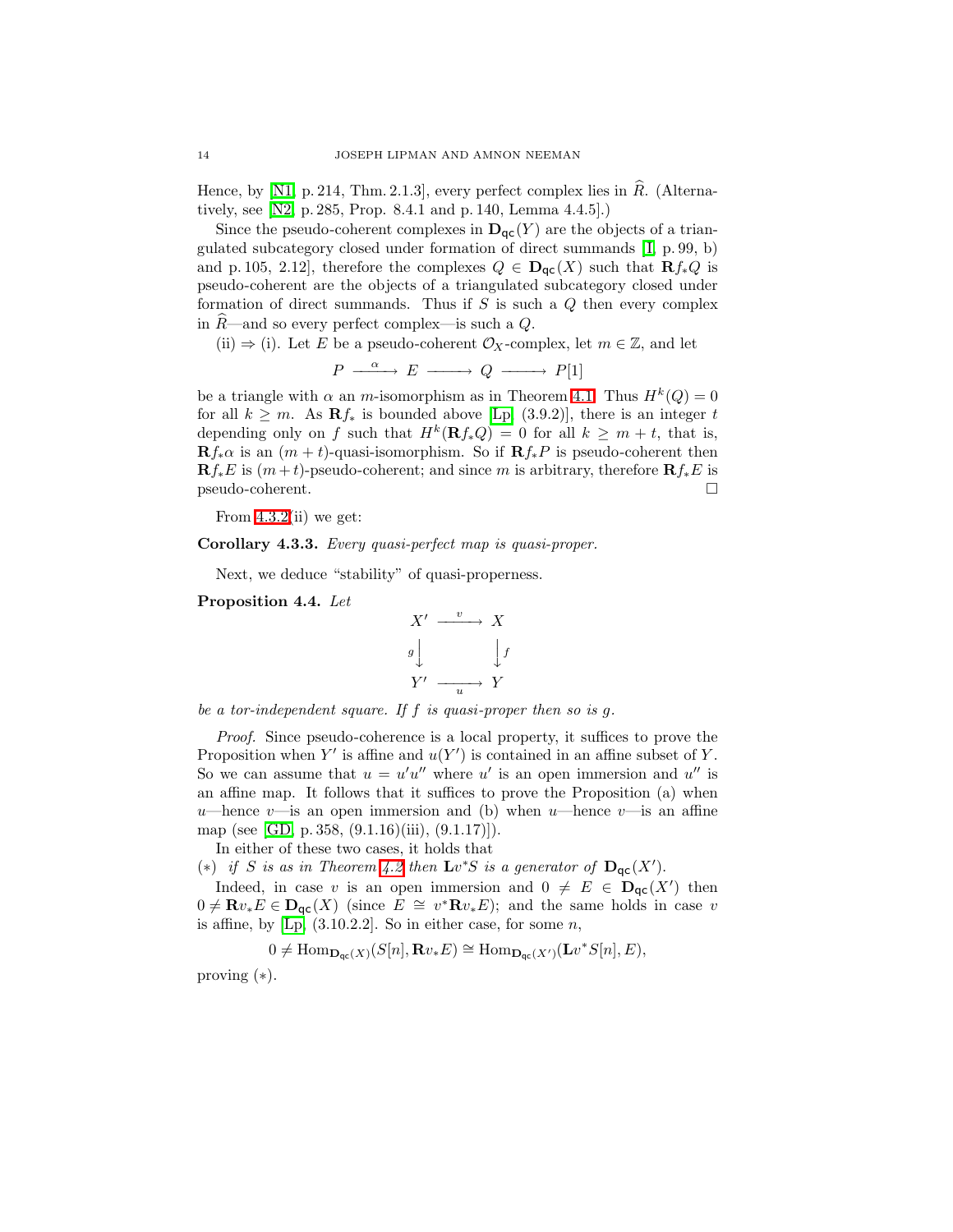Hence, by [N1, p. 214, Thm. 2.1.3], every perfect complex lies in $\widehat{R}$. (Alternatively, see [N2, p. 285, Prop. 8.4.1 and p. 140, Lemma 4.4.5].)

Since the pseudo-coherent complexes in $\mathbf{D}_{\mathsf{qc}}(Y)$ are the objects of a triangulated subcategory closed under formation of direct summands [I, p. 99, b) and p. 105, 2.12], therefore the complexes $Q \in \mathbf{D}_{\mathsf{qc}}(X)$ such that $\mathbf{R}f_*Q$ is pseudo-coherent are the objects of a triangulated subcategory closed under formation of direct summands. Thus if $S$ is such a $Q$ then every complex in $\widehat{R}$—and so every perfect complex—is such a $Q$.

(ii) ⇒ (i). Let $E$ be a pseudo-coherent $\mathcal{O}_X$-complex, let $m \in \mathbb{Z}$, and let

$$P \xrightarrow{\ \alpha\ } E \longrightarrow Q \longrightarrow P[1]$$

be a triangle with $\alpha$ an $m$-isomorphism as in Theorem 4.1. Thus $H^k(Q) = 0$ for all $k \geq m$. As $\mathbf{R}f_*$ is bounded above [Lp, (3.9.2)], there is an integer $t$ depending only on $f$ such that $H^k(\mathbf{R}f_*Q) = 0$ for all $k \geq m + t$, that is, $\mathbf{R}f_*\alpha$ is an $(m+t)$-quasi-isomorphism. So if $\mathbf{R}f_*P$ is pseudo-coherent then $\mathbf{R}f_*E$ is $(m+t)$-pseudo-coherent; and since $m$ is arbitrary, therefore $\mathbf{R}f_*E$ is pseudo-coherent. □

From 4.3.2(ii) we get:

**Corollary 4.3.3.** *Every quasi-perfect map is quasi-proper.*

Next, we deduce "stability" of quasi-properness.

**Proposition 4.4.** *Let*

$$\begin{array}{ccc} X' & \xrightarrow{\ v\ } & X \\ {\scriptstyle g}\big\downarrow & & \big\downarrow{\scriptstyle f} \\ Y' & \xrightarrow[\ u\ ]{} & Y \end{array}$$

*be a tor-independent square. If $f$ is quasi-proper then so is $g$.*

*Proof.* Since pseudo-coherence is a local property, it suffices to prove the Proposition when $Y'$ is affine and $u(Y')$ is contained in an affine subset of $Y$. So we can assume that $u = u'u''$ where $u'$ is an open immersion and $u''$ is an affine map. It follows that it suffices to prove the Proposition (a) when $u$—hence $v$—is an open immersion and (b) when $u$—hence $v$—is an affine map (see [GD, p. 358, (9.1.16)(iii), (9.1.17)]).

In either of these two cases, it holds that

(∗) *if $S$ is as in Theorem 4.2 then $\mathbf{L}v^*S$ is a generator of $\mathbf{D}_{\mathsf{qc}}(X')$.*

Indeed, in case $v$ is an open immersion and $0 \neq E \in \mathbf{D}_{\mathsf{qc}}(X')$ then $0 \neq \mathbf{R}v_*E \in \mathbf{D}_{\mathsf{qc}}(X)$ (since $E \cong v^*\mathbf{R}v_*E$); and the same holds in case $v$ is affine, by [Lp, (3.10.2.2]. So in either case, for some $n$,

$$0 \neq \operatorname{Hom}_{\mathbf{D}_{\mathsf{qc}}(X)}(S[n], \mathbf{R}v_*E) \cong \operatorname{Hom}_{\mathbf{D}_{\mathsf{qc}}(X')}(\mathbf{L}v^*S[n], E),$$

proving (∗).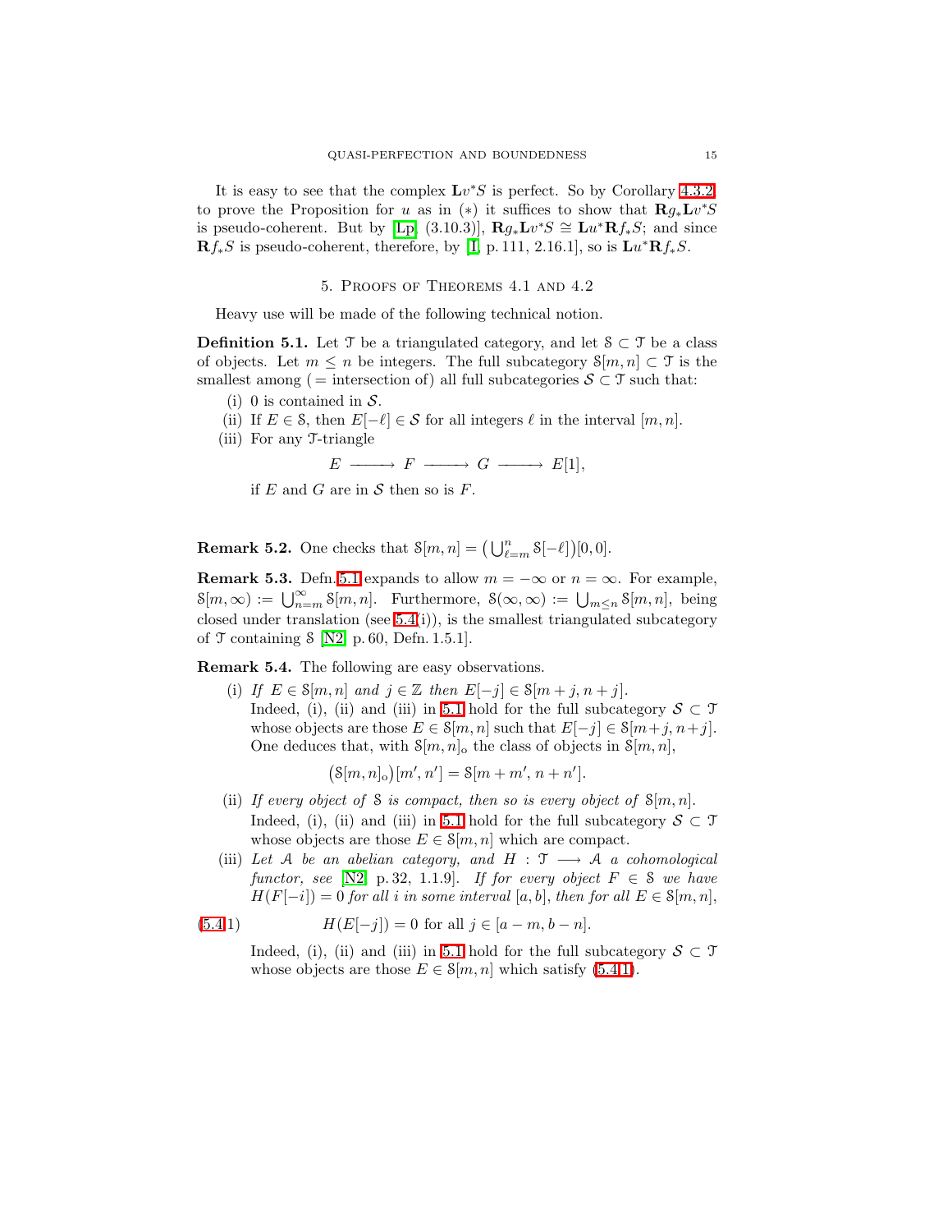It is easy to see that the complex $\mathbf{L}v^*S$ is perfect. So by Corollary 4.3.2 to prove the Proposition for $u$ as in $(*)$ it suffices to show that $\mathbf{R}g_*\mathbf{L}v^*S$ is pseudo-coherent. But by [Lp, (3.10.3)], $\mathbf{R}g_*\mathbf{L}v^*S \cong \mathbf{L}u^*\mathbf{R}f_*S$; and since $\mathbf{R}f_*S$ is pseudo-coherent, therefore, by [I, p. 111, 2.16.1], so is $\mathbf{L}u^*\mathbf{R}f_*S$.

## 5. Proofs of Theorems 4.1 and 4.2

Heavy use will be made of the following technical notion.

**Definition 5.1.** Let $\mathcal{T}$ be a triangulated category, and let $\mathcal{S} \subset \mathcal{T}$ be a class of objects. Let $m \le n$ be integers. The full subcategory $\mathcal{S}[m,n] \subset \mathcal{T}$ is the smallest among ( = intersection of) all full subcategories $\mathcal{S} \subset \mathcal{T}$ such that:

(i) 0 is contained in $\mathcal{S}$.

(ii) If $E \in \mathcal{S}$, then $E[-\ell] \in \mathcal{S}$ for all integers $\ell$ in the interval $[m,n]$.

(iii) For any $\mathcal{T}$-triangle

$$E \longrightarrow F \longrightarrow G \longrightarrow E[1],$$

if $E$ and $G$ are in $\mathcal{S}$ then so is $F$.

**Remark 5.2.** One checks that $\mathcal{S}[m,n] = \big(\bigcup_{\ell=m}^{n} \mathcal{S}[-\ell]\big)[0,0]$.

**Remark 5.3.** Defn. 5.1 expands to allow $m = -\infty$ or $n = \infty$. For example, $\mathcal{S}[m,\infty) := \bigcup_{n=m}^{\infty} \mathcal{S}[m,n]$. Furthermore, $\mathcal{S}(\infty,\infty) := \bigcup_{m\le n} \mathcal{S}[m,n]$, being closed under translation (see 5.4(i)), is the smallest triangulated subcategory of $\mathcal{T}$ containing $\mathcal{S}$ [N2, p. 60, Defn. 1.5.1].

**Remark 5.4.** The following are easy observations.

(i) *If $E \in \mathcal{S}[m,n]$ and $j \in \mathbb{Z}$ then $E[-j] \in \mathcal{S}[m+j, n+j]$.*
Indeed, (i), (ii) and (iii) in 5.1 hold for the full subcategory $\mathcal{S} \subset \mathcal{T}$ whose objects are those $E \in \mathcal{S}[m,n]$ such that $E[-j] \in \mathcal{S}[m+j, n+j]$. One deduces that, with $\mathcal{S}[m,n]_{\mathrm{o}}$ the class of objects in $\mathcal{S}[m,n]$,

$$\big(\mathcal{S}[m,n]_{\mathrm{o}}\big)[m',n'] = \mathcal{S}[m+m',\, n+n'].$$

(ii) *If every object of $\mathcal{S}$ is compact, then so is every object of $\mathcal{S}[m,n]$.*
Indeed, (i), (ii) and (iii) in 5.1 hold for the full subcategory $\mathcal{S} \subset \mathcal{T}$ whose objects are those $E \in \mathcal{S}[m,n]$ which are compact.

(iii) *Let $\mathcal{A}$ be an abelian category, and $H : \mathcal{T} \longrightarrow \mathcal{A}$ a cohomological functor, see [N2, p. 32, 1.1.9]. If for every object $F \in \mathcal{S}$ we have $H(F[-i]) = 0$ for all $i$ in some interval $[a,b]$, then for all $E \in \mathcal{S}[m,n]$,*

$$H(E[-j]) = 0 \text{ for all } j \in [a-m,\, b-n]. \tag{5.4.1}$$

Indeed, (i), (ii) and (iii) in 5.1 hold for the full subcategory $\mathcal{S} \subset \mathcal{T}$ whose objects are those $E \in \mathcal{S}[m,n]$ which satisfy (5.4.1).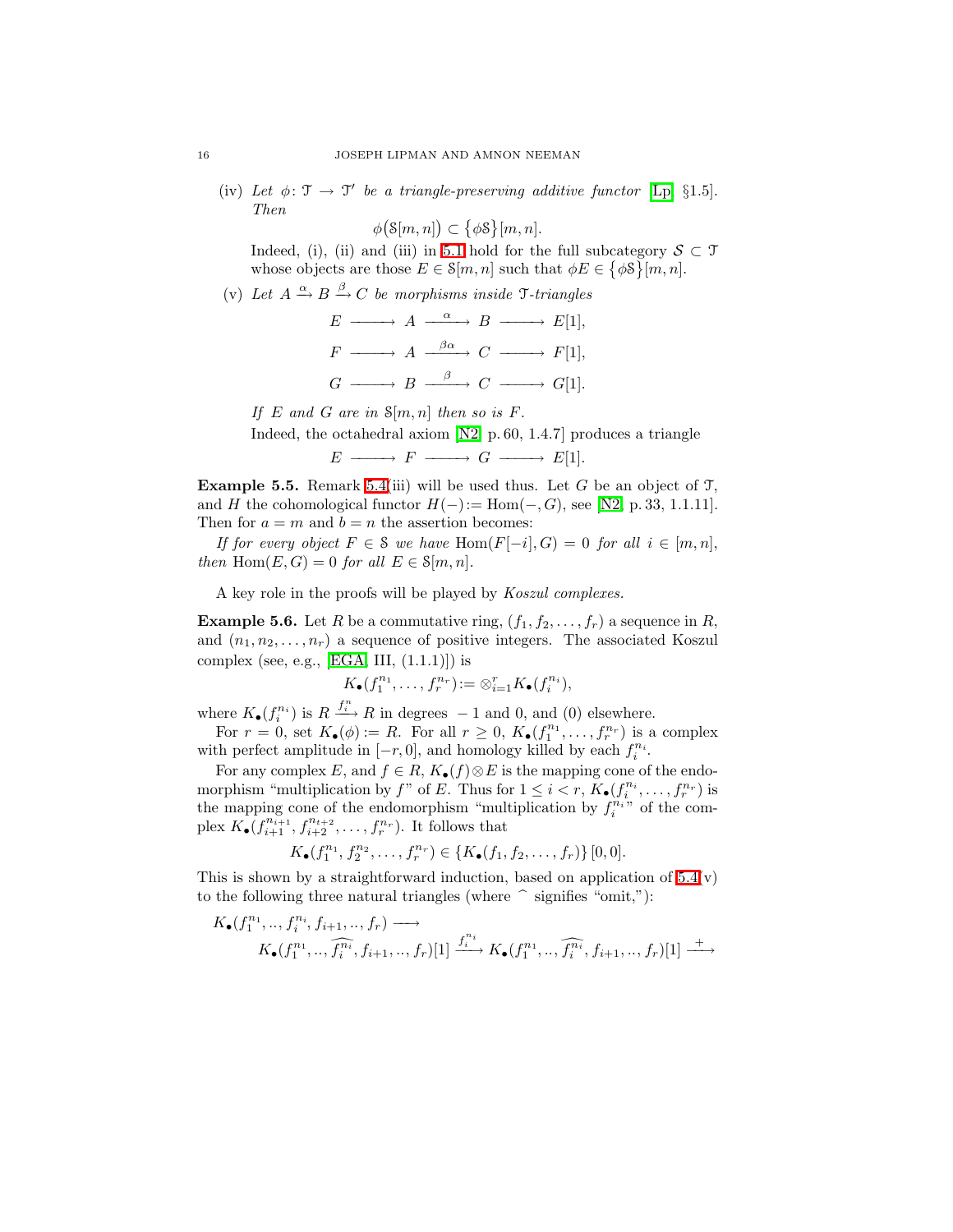(iv) *Let $\phi\colon \mathcal{T} \to \mathcal{T}'$ be a triangle-preserving additive functor* [Lp, §1.5]. *Then*

$$\phi\big(\mathcal{S}[m,n]\big) \subset \big\{\phi\mathcal{S}\big\}[m,n].$$

Indeed, (i), (ii) and (iii) in 5.1 hold for the full subcategory $\mathcal{S} \subset \mathcal{T}$ whose objects are those $E \in \mathcal{S}[m,n]$ such that $\phi E \in \big\{\phi\mathcal{S}\big\}[m,n]$.

(v) *Let $A \xrightarrow{\alpha} B \xrightarrow{\beta} C$ be morphisms inside $\mathcal{T}$-triangles*

$$E \longrightarrow A \xrightarrow{\ \alpha\ } B \longrightarrow E[1],$$

$$F \longrightarrow A \xrightarrow{\ \beta\alpha\ } C \longrightarrow F[1],$$

$$G \longrightarrow B \xrightarrow{\ \beta\ } C \longrightarrow G[1].$$

*If $E$ and $G$ are in $\mathcal{S}[m,n]$ then so is $F$.*

Indeed, the octahedral axiom [N2, p. 60, 1.4.7] produces a triangle

$$E \longrightarrow F \longrightarrow G \longrightarrow E[1].$$

**Example 5.5.** Remark 5.4(iii) will be used thus. Let $G$ be an object of $\mathcal{T}$, and $H$ the cohomological functor $H(-) := \operatorname{Hom}(-, G)$, see [N2, p. 33, 1.1.11]. Then for $a = m$ and $b = n$ the assertion becomes:

*If for every object $F \in \mathcal{S}$ we have $\operatorname{Hom}(F[-i], G) = 0$ for all $i \in [m,n]$, then $\operatorname{Hom}(E, G) = 0$ for all $E \in \mathcal{S}[m,n]$.*

A key role in the proofs will be played by *Koszul complexes.*

**Example 5.6.** Let $R$ be a commutative ring, $(f_1, f_2, \dots, f_r)$ a sequence in $R$, and $(n_1, n_2, \dots, n_r)$ a sequence of positive integers. The associated Koszul complex (see, e.g., [EGA, III, (1.1.1)]) is

$$K_\bullet(f_1^{n_1}, \dots, f_r^{n_r}) := \otimes_{i=1}^r K_\bullet(f_i^{n_i}),$$

where $K_\bullet(f_i^{n_i})$ is $R \xrightarrow{f_i^n} R$ in degrees $-1$ and $0$, and $(0)$ elsewhere.

For $r = 0$, set $K_\bullet(\phi) := R$. For all $r \ge 0$, $K_\bullet(f_1^{n_1}, \dots, f_r^{n_r})$ is a complex with perfect amplitude in $[-r, 0]$, and homology killed by each $f_i^{n_i}$.

For any complex $E$, and $f \in R$, $K_\bullet(f) \otimes E$ is the mapping cone of the endomorphism "multiplication by $f$" of $E$. Thus for $1 \le i < r$, $K_\bullet(f_i^{n_i}, \dots, f_r^{n_r})$ is the mapping cone of the endomorphism "multiplication by $f_i^{n_i}$" of the complex $K_\bullet(f_{i+1}^{n_{i+1}}, f_{i+2}^{n_{t+2}}, \dots, f_r^{n_r})$. It follows that

$$K_\bullet(f_1^{n_1}, f_2^{n_2}, \dots, f_r^{n_r}) \in \{K_\bullet(f_1, f_2, \dots, f_r)\}\,[0,0].$$

This is shown by a straightforward induction, based on application of 5.4(v) to the following three natural triangles (where $\widehat{\ }$ signifies "omit,"):

$$K_\bullet(f_1^{n_1}, .., f_i^{n_i}, f_{i+1}, .., f_r) \longrightarrow$$
$$K_\bullet(f_1^{n_1}, .., \widehat{f_i^{n_i}}, f_{i+1}, .., f_r)[1] \xrightarrow{f_i^{n_i}} K_\bullet(f_1^{n_1}, .., \widehat{f_i^{n_i}}, f_{i+1}, .., f_r)[1] \xrightarrow{\ +\ }$$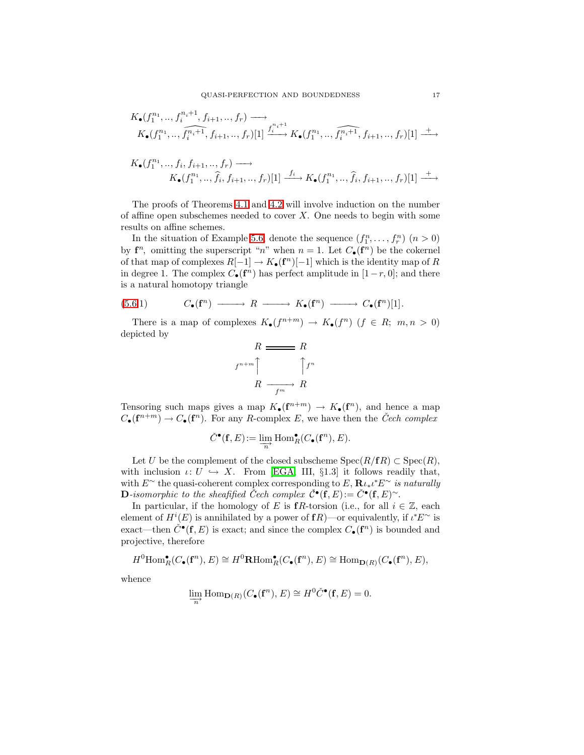$$K_\bullet(f_1^{n_1}, .., f_i^{n_i+1}, f_{i+1}, .., f_r) \longrightarrow K_\bullet(f_1^{n_1}, .., \widehat{f_i^{n_i+1}}, f_{i+1}, .., f_r)[1] \xrightarrow{f_i^{n_i+1}} K_\bullet(f_1^{n_1}, .., \widehat{f_i^{n_i+1}}, f_{i+1}, .., f_r)[1] \xrightarrow{+}$$

$$K_\bullet(f_1^{n_1}, .., f_i, f_{i+1}, .., f_r) \longrightarrow K_\bullet(f_1^{n_1}, .., \widehat{f_i}, f_{i+1}, .., f_r)[1] \xrightarrow{f_i} K_\bullet(f_1^{n_1}, .., \widehat{f_i}, f_{i+1}, .., f_r)[1] \xrightarrow{+}$$

The proofs of Theorems 4.1 and 4.2 will involve induction on the number of affine open subschemes needed to cover $X$. One needs to begin with some results on affine schemes.

In the situation of Example 5.6, denote the sequence $(f_1^n, \dots, f_r^n)$ $(n > 0)$ by $\mathbf{f}^n$, omitting the superscript "$n$" when $n = 1$. Let $C_\bullet(\mathbf{f}^n)$ be the cokernel of that map of complexes $R[-1] \to K_\bullet(\mathbf{f}^n)[-1]$ which is the identity map of $R$ in degree 1. The complex $C_\bullet(\mathbf{f}^n)$ has perfect amplitude in $[1-r, 0]$; and there is a natural homotopy triangle

$$C_\bullet(\mathbf{f}^n) \longrightarrow R \longrightarrow K_\bullet(\mathbf{f}^n) \longrightarrow C_\bullet(\mathbf{f}^n)[1]. \tag{5.6.1}$$

There is a map of complexes $K_\bullet(f^{n+m}) \to K_\bullet(f^n)$ $(f \in R;\ m, n > 0)$ depicted by

$$\begin{array}{ccc} R & = & R \\ {\scriptstyle f^{n+m}}\uparrow & & \uparrow{\scriptstyle f^n} \\ R & \xrightarrow[f^m]{} & R \end{array}$$

Tensoring such maps gives a map $K_\bullet(\mathbf{f}^{n+m}) \to K_\bullet(\mathbf{f}^n)$, and hence a map $C_\bullet(\mathbf{f}^{n+m}) \to C_\bullet(\mathbf{f}^n)$. For any $R$-complex $E$, we have then the *Čech complex*

$$\check{C}^\bullet(\mathbf{f}, E) := \varinjlim_n \operatorname{Hom}^\bullet_R(C_\bullet(\mathbf{f}^n), E).$$

Let $U$ be the complement of the closed subscheme $\operatorname{Spec}(R/\mathbf{f}R) \subset \operatorname{Spec}(R)$, with inclusion $\iota\colon U \hookrightarrow X$. From [EGA, III, §1.3] it follows readily that, with $E^\sim$ the quasi-coherent complex corresponding to $E$, $\mathbf{R}\iota_*\iota^*E^\sim$ *is naturally* $\mathbf{D}$*-isomorphic to the sheafified Čech complex* $\check{\mathcal{C}}^\bullet(\mathbf{f}, E) := \check{C}^\bullet(\mathbf{f}, E)^\sim$.

In particular, if the homology of $E$ is $\mathbf{f}R$-torsion (i.e., for all $i \in \mathbb{Z}$, each element of $H^i(E)$ is annihilated by a power of $\mathbf{f}R$)—or equivalently, if $\iota^*E^\sim$ is exact—then $\check{C}^\bullet(\mathbf{f}, E)$ is exact; and since the complex $C_\bullet(\mathbf{f}^n)$ is bounded and projective, therefore

$$H^0\operatorname{Hom}^\bullet_R(C_\bullet(\mathbf{f}^n), E) \cong H^0\mathbf{R}\operatorname{Hom}^\bullet_R(C_\bullet(\mathbf{f}^n), E) \cong \operatorname{Hom}_{\mathbf{D}(R)}(C_\bullet(\mathbf{f}^n), E),$$

whence

$$\varinjlim_n \operatorname{Hom}_{\mathbf{D}(R)}(C_\bullet(\mathbf{f}^n), E) \cong H^0\check{C}^\bullet(\mathbf{f}, E) = 0.$$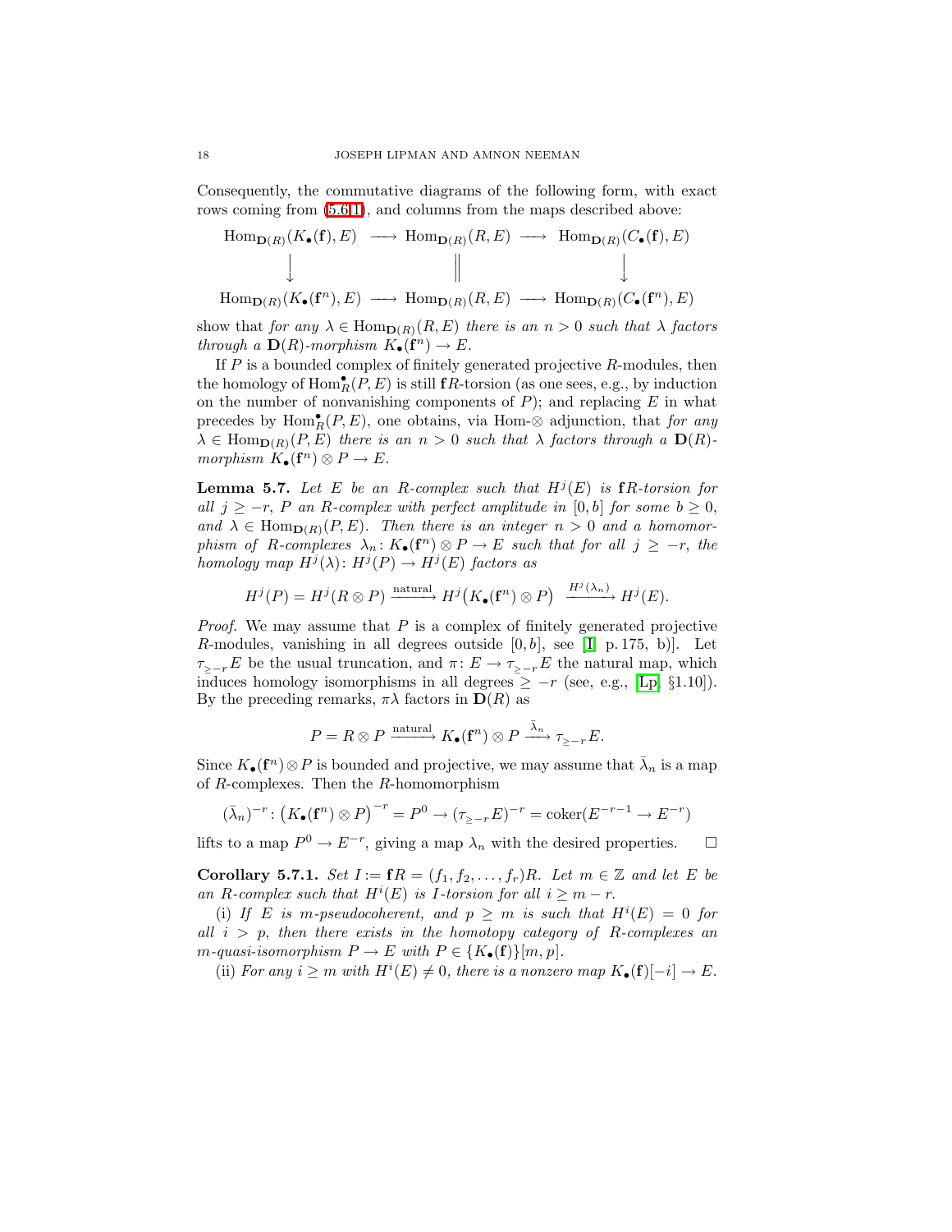Consequently, the commutative diagrams of the following form, with exact rows coming from (5.6.1), and columns from the maps described above:

$$
\begin{array}{ccccc}
\mathrm{Hom}_{\mathbf{D}(R)}(K_\bullet(\mathbf{f}), E) & \longrightarrow & \mathrm{Hom}_{\mathbf{D}(R)}(R, E) & \longrightarrow & \mathrm{Hom}_{\mathbf{D}(R)}(C_\bullet(\mathbf{f}), E) \\
\downarrow & & \| & & \downarrow \\
\mathrm{Hom}_{\mathbf{D}(R)}(K_\bullet(\mathbf{f}^n), E) & \longrightarrow & \mathrm{Hom}_{\mathbf{D}(R)}(R, E) & \longrightarrow & \mathrm{Hom}_{\mathbf{D}(R)}(C_\bullet(\mathbf{f}^n), E)
\end{array}
$$

show that *for any* $\lambda \in \mathrm{Hom}_{\mathbf{D}(R)}(R, E)$ *there is an* $n > 0$ *such that* $\lambda$ *factors through a* $\mathbf{D}(R)$*-morphism* $K_\bullet(\mathbf{f}^n) \to E$.

If $P$ is a bounded complex of finitely generated projective $R$-modules, then the homology of $\mathrm{Hom}^\bullet_R(P, E)$ is still $\mathbf{f}R$-torsion (as one sees, e.g., by induction on the number of nonvanishing components of $P$); and replacing $E$ in what precedes by $\mathrm{Hom}^\bullet_R(P, E)$, one obtains, via Hom-$\otimes$ adjunction, that *for any* $\lambda \in \mathrm{Hom}_{\mathbf{D}(R)}(P, E)$ *there is an* $n > 0$ *such that* $\lambda$ *factors through a* $\mathbf{D}(R)$*-morphism* $K_\bullet(\mathbf{f}^n) \otimes P \to E$.

**Lemma 5.7.** *Let* $E$ *be an* $R$*-complex such that* $H^j(E)$ *is* $\mathbf{f}R$*-torsion for all* $j \geq -r$*,* $P$ *an* $R$*-complex with perfect amplitude in* $[0, b]$ *for some* $b \geq 0$*, and* $\lambda \in \mathrm{Hom}_{\mathbf{D}(R)}(P, E)$*. Then there is an integer* $n > 0$ *and a homomorphism of* $R$*-complexes* $\lambda_n \colon K_\bullet(\mathbf{f}^n) \otimes P \to E$ *such that for all* $j \geq -r$*, the homology map* $H^j(\lambda) \colon H^j(P) \to H^j(E)$ *factors as*

$$
H^j(P) = H^j(R \otimes P) \xrightarrow{\text{natural}} H^j\big(K_\bullet(\mathbf{f}^n) \otimes P\big) \xrightarrow{H^j(\lambda_n)} H^j(E).
$$

*Proof.* We may assume that $P$ is a complex of finitely generated projective $R$-modules, vanishing in all degrees outside $[0, b]$, see [I, p. 175, b)]. Let $\tau_{\geq -r}E$ be the usual truncation, and $\pi \colon E \to \tau_{\geq -r}E$ the natural map, which induces homology isomorphisms in all degrees $\geq -r$ (see, e.g., [Lp, §1.10]). By the preceding remarks, $\pi\lambda$ factors in $\mathbf{D}(R)$ as

$$
P = R \otimes P \xrightarrow{\text{natural}} K_\bullet(\mathbf{f}^n) \otimes P \xrightarrow{\bar\lambda_n} \tau_{\geq -r}E.
$$

Since $K_\bullet(\mathbf{f}^n) \otimes P$ is bounded and projective, we may assume that $\bar\lambda_n$ is a map of $R$-complexes. Then the $R$-homomorphism

$$
(\bar\lambda_n)^{-r} \colon \big(K_\bullet(\mathbf{f}^n) \otimes P\big)^{-r} = P^0 \to (\tau_{\geq -r}E)^{-r} = \mathrm{coker}(E^{-r-1} \to E^{-r})
$$

lifts to a map $P^0 \to E^{-r}$, giving a map $\lambda_n$ with the desired properties. $\square$

**Corollary 5.7.1.** *Set* $I := \mathbf{f}R = (f_1, f_2, \dots, f_r)R$*. Let* $m \in \mathbb{Z}$ *and let* $E$ *be an* $R$*-complex such that* $H^i(E)$ *is* $I$*-torsion for all* $i \geq m - r$*.*

(i) *If* $E$ *is* $m$*-pseudocoherent, and* $p \geq m$ *is such that* $H^i(E) = 0$ *for all* $i > p$*, then there exists in the homotopy category of* $R$*-complexes an* $m$*-quasi-isomorphism* $P \to E$ *with* $P \in \{K_\bullet(\mathbf{f})\}[m, p]$*.*

(ii) *For any* $i \geq m$ *with* $H^i(E) \neq 0$*, there is a nonzero map* $K_\bullet(\mathbf{f})[-i] \to E$*.*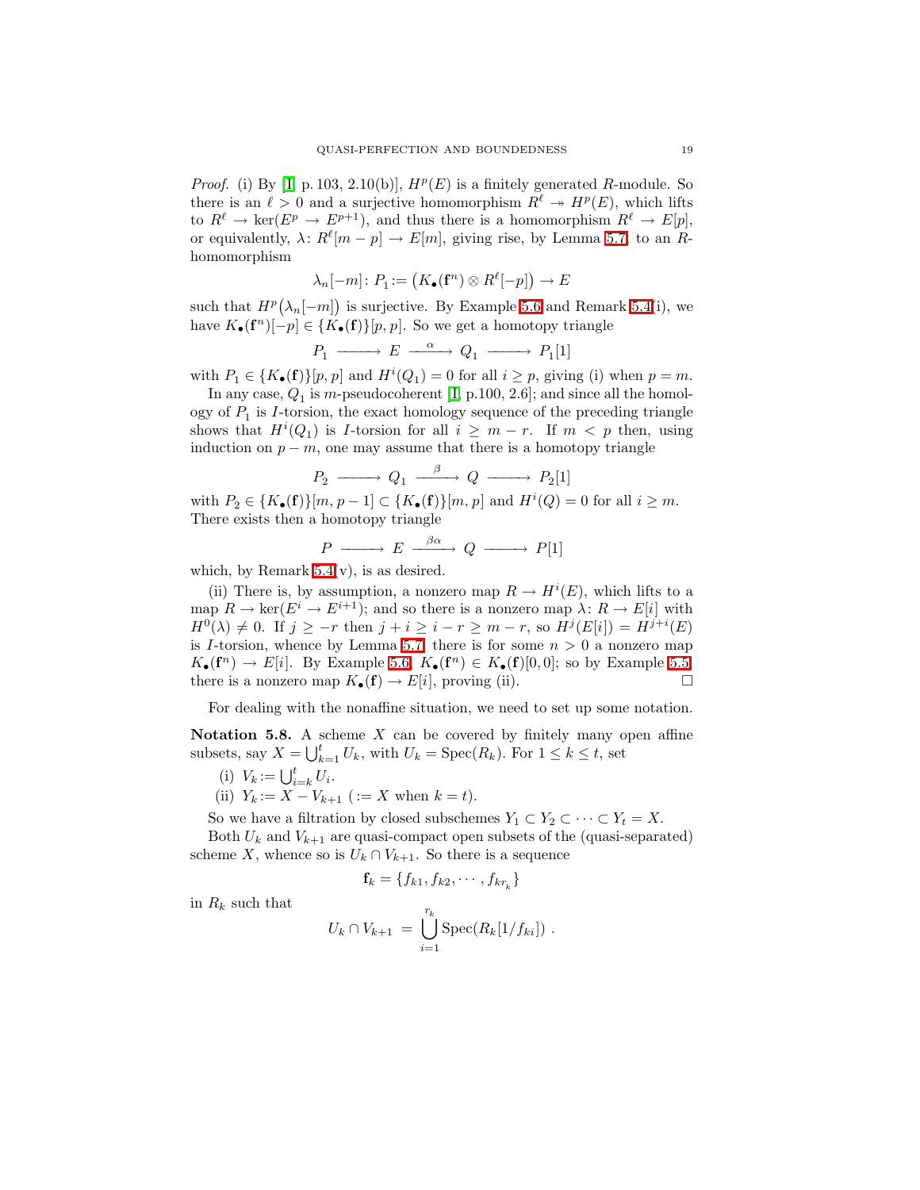*Proof.* (i) By [I, p. 103, 2.10(b)], $H^p(E)$ is a finitely generated $R$-module. So there is an $\ell > 0$ and a surjective homomorphism $R^\ell \twoheadrightarrow H^p(E)$, which lifts to $R^\ell \to \ker(E^p \to E^{p+1})$, and thus there is a homomorphism $R^\ell \to E[p]$, or equivalently, $\lambda\colon R^\ell[m-p] \to E[m]$, giving rise, by Lemma 5.7, to an $R$-homomorphism

$$\lambda_n[-m]\colon P_1 := \big(K_\bullet(\mathbf{f}^n) \otimes R^\ell[-p]\big) \to E$$

such that $H^p\big(\lambda_n[-m]\big)$ is surjective. By Example 5.6 and Remark 5.4(i), we have $K_\bullet(\mathbf{f}^n)[-p] \in \{K_\bullet(\mathbf{f})\}[p,p]$. So we get a homotopy triangle

$$P_1 \longrightarrow E \xrightarrow{\ \alpha\ } Q_1 \longrightarrow P_1[1]$$

with $P_1 \in \{K_\bullet(\mathbf{f})\}[p,p]$ and $H^i(Q_1) = 0$ for all $i \ge p$, giving (i) when $p = m$.

In any case, $Q_1$ is $m$-pseudocoherent [I, p.100, 2.6]; and since all the homology of $P_1$ is $I$-torsion, the exact homology sequence of the preceding triangle shows that $H^i(Q_1)$ is $I$-torsion for all $i \ge m - r$. If $m < p$ then, using induction on $p - m$, one may assume that there is a homotopy triangle

$$P_2 \longrightarrow Q_1 \xrightarrow{\ \beta\ } Q \longrightarrow P_2[1]$$

with $P_2 \in \{K_\bullet(\mathbf{f})\}[m, p-1] \subset \{K_\bullet(\mathbf{f})\}[m,p]$ and $H^i(Q) = 0$ for all $i \ge m$. There exists then a homotopy triangle

$$P \longrightarrow E \xrightarrow{\ \beta\alpha\ } Q \longrightarrow P[1]$$

which, by Remark 5.4(v), is as desired.

(ii) There is, by assumption, a nonzero map $R \to H^i(E)$, which lifts to a map $R \to \ker(E^i \to E^{i+1})$; and so there is a nonzero map $\lambda\colon R \to E[i]$ with $H^0(\lambda) \ne 0$. If $j \ge -r$ then $j + i \ge i - r \ge m - r$, so $H^j(E[i]) = H^{j+i}(E)$ is $I$-torsion, whence by Lemma 5.7 there is for some $n > 0$ a nonzero map $K_\bullet(\mathbf{f}^n) \to E[i]$. By Example 5.6, $K_\bullet(\mathbf{f}^n) \in K_\bullet(\mathbf{f})[0,0]$; so by Example 5.5, there is a nonzero map $K_\bullet(\mathbf{f}) \to E[i]$, proving (ii). $\square$

For dealing with the nonaffine situation, we need to set up some notation.

**Notation 5.8.** A scheme $X$ can be covered by finitely many open affine subsets, say $X = \bigcup_{k=1}^t U_k$, with $U_k = \operatorname{Spec}(R_k)$. For $1 \le k \le t$, set

(i) $V_k := \bigcup_{i=k}^t U_i$.

(ii) $Y_k := X - V_{k+1}$ ($:= X$ when $k = t$).

So we have a filtration by closed subschemes $Y_1 \subset Y_2 \subset \cdots \subset Y_t = X$.

Both $U_k$ and $V_{k+1}$ are quasi-compact open subsets of the (quasi-separated) scheme $X$, whence so is $U_k \cap V_{k+1}$. So there is a sequence

$$\mathbf{f}_k = \{f_{k1}, f_{k2}, \cdots, f_{kr_k}\}$$

in $R_k$ such that

$$U_k \cap V_{k+1} \;=\; \bigcup_{i=1}^{r_k} \operatorname{Spec}(R_k[1/f_{ki}])\ .$$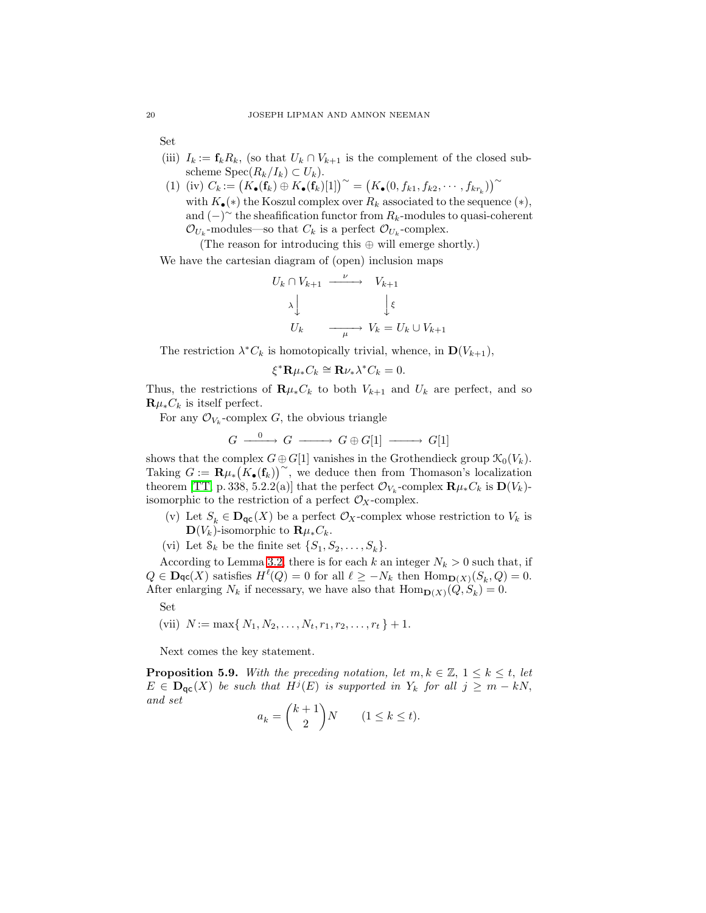Set

(iii) $I_k := \mathbf{f}_k R_k$, (so that $U_k \cap V_{k+1}$ is the complement of the closed subscheme $\operatorname{Spec}(R_k/I_k) \subset U_k$).

(1) (iv) $C_k := \big(K_\bullet(\mathbf{f}_k) \oplus K_\bullet(\mathbf{f}_k)[1]\big)^\sim = \big(K_\bullet(0, f_{k1}, f_{k2}, \cdots, f_{kr_k})\big)^\sim$ with $K_\bullet(*)$ the Koszul complex over $R_k$ associated to the sequence $(*)$, and $(-)^\sim$ the sheafification functor from $R_k$-modules to quasi-coherent $\mathcal{O}_{U_k}$-modules—so that $C_k$ is a perfect $\mathcal{O}_{U_k}$-complex.

(The reason for introducing this $\oplus$ will emerge shortly.)

We have the cartesian diagram of (open) inclusion maps

$$
\begin{array}{ccc}
U_k \cap V_{k+1} & \xrightarrow{\ \nu\ } & V_{k+1} \\
{\scriptstyle\lambda}\big\downarrow & & \big\downarrow{\scriptstyle\xi} \\
U_k & \xrightarrow[\ \mu\ ]{} & V_k = U_k \cup V_{k+1}
\end{array}
$$

The restriction $\lambda^* C_k$ is homotopically trivial, whence, in $\mathbf{D}(V_{k+1})$,

$$\xi^* \mathbf{R}\mu_* C_k \cong \mathbf{R}\nu_* \lambda^* C_k = 0.$$

Thus, the restrictions of $\mathbf{R}\mu_* C_k$ to both $V_{k+1}$ and $U_k$ are perfect, and so $\mathbf{R}\mu_* C_k$ is itself perfect.

For any $\mathcal{O}_{V_k}$-complex $G$, the obvious triangle

$$G \xrightarrow{\ 0\ } G \longrightarrow G \oplus G[1] \longrightarrow G[1]$$

shows that the complex $G \oplus G[1]$ vanishes in the Grothendieck group $\mathcal{K}_0(V_k)$. Taking $G := \mathbf{R}\mu_*\big(K_\bullet(\mathbf{f}_k)\big)^\sim$, we deduce then from Thomason's localization theorem [TT, p. 338, 5.2.2(a)] that the perfect $\mathcal{O}_{V_k}$-complex $\mathbf{R}\mu_* C_k$ is $\mathbf{D}(V_k)$-isomorphic to the restriction of a perfect $\mathcal{O}_X$-complex.

(v) Let $S_k \in \mathbf{D}_{\mathsf{qc}}(X)$ be a perfect $\mathcal{O}_X$-complex whose restriction to $V_k$ is $\mathbf{D}(V_k)$-isomorphic to $\mathbf{R}\mu_* C_k$.

(vi) Let $\mathcal{S}_k$ be the finite set $\{S_1, S_2, \dots, S_k\}$.

According to Lemma 3.2, there is for each $k$ an integer $N_k > 0$ such that, if $Q \in \mathbf{D}_{\mathsf{qc}}(X)$ satisfies $H^\ell(Q) = 0$ for all $\ell \ge -N_k$ then $\operatorname{Hom}_{\mathbf{D}(X)}(S_k, Q) = 0$. After enlarging $N_k$ if necessary, we have also that $\operatorname{Hom}_{\mathbf{D}(X)}(Q, S_k) = 0$.

Set

(vii) $N := \max\{\, N_1, N_2, \dots, N_t, r_1, r_2, \dots, r_t \,\} + 1$.

Next comes the key statement.

**Proposition 5.9.** *With the preceding notation, let $m, k \in \mathbb{Z}$, $1 \le k \le t$, let $E \in \mathbf{D}_{\mathsf{qc}}(X)$ be such that $H^j(E)$ is supported in $Y_k$ for all $j \ge m - kN$, and set*

$$a_k = \binom{k+1}{2} N \qquad (1 \le k \le t).$$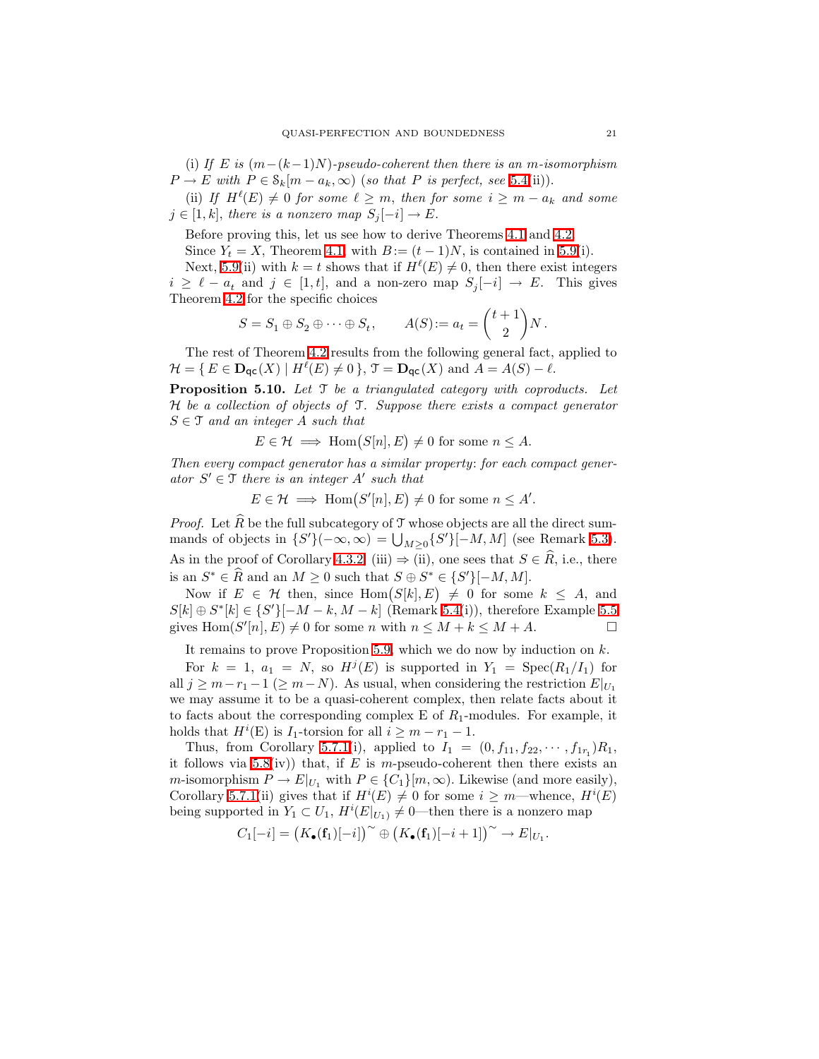(i) *If $E$ is $(m-(k-1)N)$-pseudo-coherent then there is an $m$-isomorphism $P \to E$ with $P \in \mathcal{S}_k[m-a_k, \infty)$ (so that $P$ is perfect, see 5.4(ii)).*

(ii) *If $H^\ell(E) \neq 0$ for some $\ell \geq m$, then for some $i \geq m - a_k$ and some $j \in [1,k]$, there is a nonzero map $S_j[-i] \to E$.*

Before proving this, let us see how to derive Theorems 4.1 and 4.2.

Since $Y_t = X$, Theorem 4.1, with $B := (t-1)N$, is contained in 5.9(i).

Next, 5.9(ii) with $k = t$ shows that if $H^\ell(E) \neq 0$, then there exist integers $i \geq \ell - a_t$ and $j \in [1,t]$, and a non-zero map $S_j[-i] \to E$. This gives Theorem 4.2 for the specific choices

$$S = S_1 \oplus S_2 \oplus \cdots \oplus S_t, \qquad A(S) := a_t = \binom{t+1}{2} N\,.$$

The rest of Theorem 4.2 results from the following general fact, applied to $\mathcal{H} = \{\, E \in \mathbf{D}_{\mathsf{qc}}(X) \mid H^\ell(E) \neq 0 \,\}$, $\mathcal{T} = \mathbf{D}_{\mathsf{qc}}(X)$ and $A = A(S) - \ell$.

**Proposition 5.10.** *Let $\mathcal{T}$ be a triangulated category with coproducts. Let $\mathcal{H}$ be a collection of objects of $\mathcal{T}$. Suppose there exists a compact generator $S \in \mathcal{T}$ and an integer $A$ such that*

$$E \in \mathcal{H} \implies \mathrm{Hom}\big(S[n], E\big) \neq 0 \text{ for some } n \leq A.$$

*Then every compact generator has a similar property: for each compact generator $S' \in \mathcal{T}$ there is an integer $A'$ such that*

$$E \in \mathcal{H} \implies \mathrm{Hom}\big(S'[n], E\big) \neq 0 \text{ for some } n \leq A'.$$

*Proof.* Let $\widehat{R}$ be the full subcategory of $\mathcal{T}$ whose objects are all the direct summands of objects in $\{S'\}(-\infty, \infty) = \bigcup_{M \geq 0} \{S'\}[-M, M]$ (see Remark 5.3). As in the proof of Corollary 4.3.2, (iii) $\Rightarrow$ (ii), one sees that $S \in \widehat{R}$, i.e., there is an $S^* \in \widehat{R}$ and an $M \geq 0$ such that $S \oplus S^* \in \{S'\}[-M, M]$.

Now if $E \in \mathcal{H}$ then, since $\mathrm{Hom}\big(S[k], E\big) \neq 0$ for some $k \leq A$, and $S[k] \oplus S^*[k] \in \{S'\}[-M-k, M-k]$ (Remark 5.4(i)), therefore Example 5.5 gives $\mathrm{Hom}(S'[n], E) \neq 0$ for some $n$ with $n \leq M + k \leq M + A$. $\square$

It remains to prove Proposition 5.9, which we do now by induction on $k$.

For $k = 1$, $a_1 = N$, so $H^j(E)$ is supported in $Y_1 = \mathrm{Spec}(R_1/I_1)$ for all $j \geq m - r_1 - 1$ $(\geq m - N)$. As usual, when considering the restriction $E|_{U_1}$ we may assume it to be a quasi-coherent complex, then relate facts about it to facts about the corresponding complex E of $R_1$-modules. For example, it holds that $H^i(\mathrm{E})$ is $I_1$-torsion for all $i \geq m - r_1 - 1$.

Thus, from Corollary 5.7.1(i), applied to $I_1 = (0, f_{11}, f_{22}, \cdots, f_{1r_1})R_1$, it follows via 5.8(iv)) that, if $E$ is $m$-pseudo-coherent then there exists an $m$-isomorphism $P \to E|_{U_1}$ with $P \in \{C_1\}[m, \infty)$. Likewise (and more easily), Corollary 5.7.1(ii) gives that if $H^i(E) \neq 0$ for some $i \geq m$—whence, $H^i(E)$ being supported in $Y_1 \subset U_1$, $H^i(E|_{U_1}) \neq 0$—then there is a nonzero map

$$C_1[-i] = \big(K_\bullet(\mathbf{f}_1)[-i]\big)^\sim \oplus \big(K_\bullet(\mathbf{f}_1)[-i+1]\big)^\sim \to E|_{U_1}.$$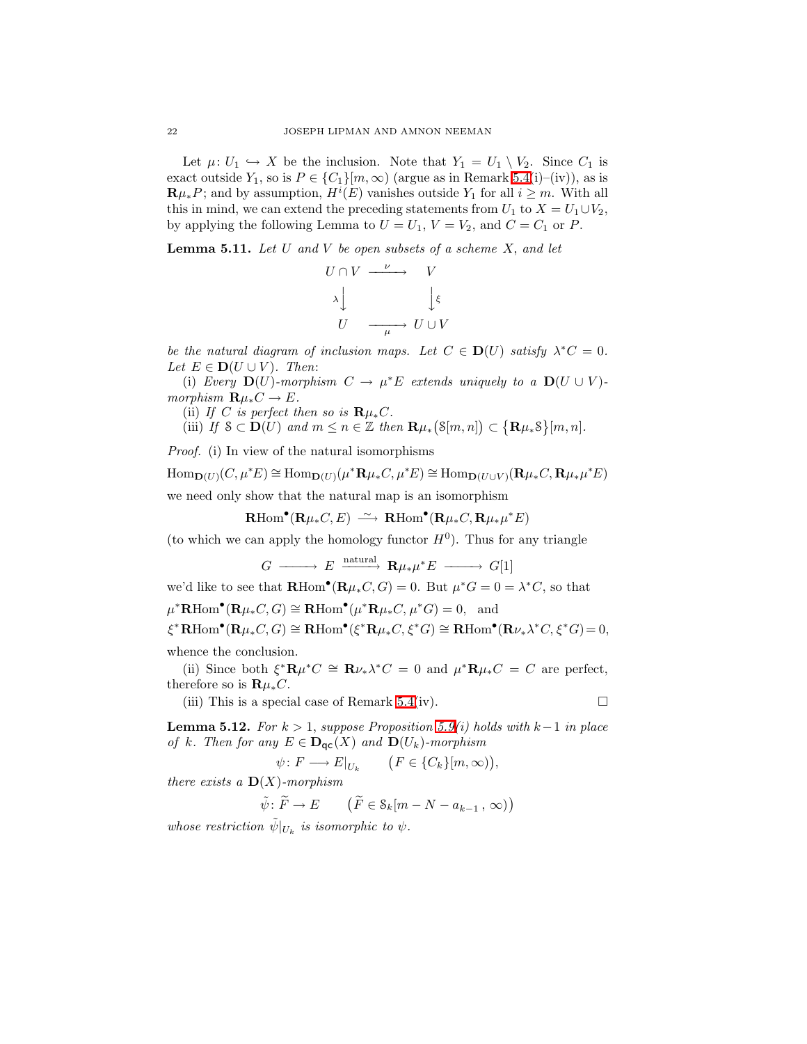Let $\mu\colon U_1 \hookrightarrow X$ be the inclusion. Note that $Y_1 = U_1 \setminus V_2$. Since $C_1$ is exact outside $Y_1$, so is $P \in \{C_1\}[m,\infty)$ (argue as in Remark 5.4(i)–(iv)), as is $\mathbf{R}\mu_*P$; and by assumption, $H^i(E)$ vanishes outside $Y_1$ for all $i \ge m$. With all this in mind, we can extend the preceding statements from $U_1$ to $X = U_1 \cup V_2$, by applying the following Lemma to $U = U_1$, $V = V_2$, and $C = C_1$ or $P$.

**Lemma 5.11.** *Let $U$ and $V$ be open subsets of a scheme $X$, and let*

$$\begin{array}{ccc} U\cap V & \xrightarrow{\ \nu\ } & V \\ {\scriptstyle\lambda}\big\downarrow & & \big\downarrow{\scriptstyle\xi} \\ U & \xrightarrow[\ \mu\ ]{} & U\cup V \end{array}$$

*be the natural diagram of inclusion maps. Let $C \in \mathbf{D}(U)$ satisfy $\lambda^*C = 0$. Let $E \in \mathbf{D}(U\cup V)$. Then*:

(i) *Every $\mathbf{D}(U)$-morphism $C \to \mu^*E$ extends uniquely to a $\mathbf{D}(U\cup V)$-morphism $\mathbf{R}\mu_*C \to E$.*

(ii) *If $C$ is perfect then so is $\mathbf{R}\mu_*C$.*

(iii) *If $\mathcal{S} \subset \mathbf{D}(U)$ and $m \le n \in \mathbb{Z}$ then $\mathbf{R}\mu_*\big(\mathcal{S}[m,n]\big) \subset \big\{\mathbf{R}\mu_*\mathcal{S}\big\}[m,n]$.*

*Proof.* (i) In view of the natural isomorphisms

$$\mathrm{Hom}_{\mathbf{D}(U)}(C,\mu^*E) \cong \mathrm{Hom}_{\mathbf{D}(U)}(\mu^*\mathbf{R}\mu_*C,\mu^*E) \cong \mathrm{Hom}_{\mathbf{D}(U\cup V)}(\mathbf{R}\mu_*C,\mathbf{R}\mu_*\mu^*E)$$

we need only show that the natural map is an isomorphism

$$\mathbf{R}\mathrm{Hom}^\bullet(\mathbf{R}\mu_*C,E) \xrightarrow{\ \sim\ } \mathbf{R}\mathrm{Hom}^\bullet(\mathbf{R}\mu_*C,\mathbf{R}\mu_*\mu^*E)$$

(to which we can apply the homology functor $H^0$). Thus for any triangle

$$G \longrightarrow E \xrightarrow{\text{natural}} \mathbf{R}\mu_*\mu^*E \longrightarrow G[1]$$

we'd like to see that $\mathbf{R}\mathrm{Hom}^\bullet(\mathbf{R}\mu_*C,G)=0$. But $\mu^*G = 0 = \lambda^*C$, so that

$\mu^*\mathbf{R}\mathrm{Hom}^\bullet(\mathbf{R}\mu_*C,G) \cong \mathbf{R}\mathrm{Hom}^\bullet(\mu^*\mathbf{R}\mu_*C,\mu^*G)=0,\ $ and

$\xi^*\mathbf{R}\mathrm{Hom}^\bullet(\mathbf{R}\mu_*C,G) \cong \mathbf{R}\mathrm{Hom}^\bullet(\xi^*\mathbf{R}\mu_*C,\xi^*G) \cong \mathbf{R}\mathrm{Hom}^\bullet(\mathbf{R}\nu_*\lambda^*C,\xi^*G)=0,$

whence the conclusion.

(ii) Since both $\xi^*\mathbf{R}\mu^*C \cong \mathbf{R}\nu_*\lambda^*C = 0$ and $\mu^*\mathbf{R}\mu_*C = C$ are perfect, therefore so is $\mathbf{R}\mu_*C$.

(iii) This is a special case of Remark 5.4(iv). $\square$

**Lemma 5.12.** *For $k>1$, suppose Proposition 5.9(i) holds with $k-1$ in place of $k$. Then for any $E \in \mathbf{D}_{\mathsf{qc}}(X)$ and $\mathbf{D}(U_k)$-morphism*

$$\psi\colon F \longrightarrow E|_{U_k} \qquad \big(F \in \{C_k\}[m,\infty)\big),$$

*there exists a $\mathbf{D}(X)$-morphism*

$$\tilde\psi\colon \widetilde F \to E \qquad \big(\widetilde F \in \mathcal{S}_k[m-N-a_{k-1}\,,\,\infty)\big)$$

*whose restriction $\tilde\psi|_{U_k}$ is isomorphic to $\psi$.*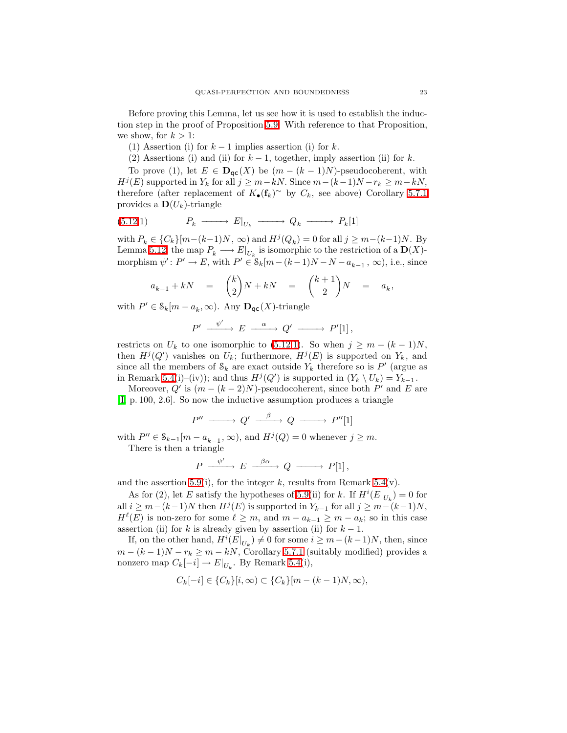Before proving this Lemma, let us see how it is used to establish the induction step in the proof of Proposition 5.9. With reference to that Proposition, we show, for $k > 1$:

(1) Assertion (i) for $k-1$ implies assertion (i) for $k$.

(2) Assertions (i) and (ii) for $k-1$, together, imply assertion (ii) for $k$.

To prove (1), let $E \in \mathbf{D}_{\mathsf{qc}}(X)$ be $(m-(k-1)N)$-pseudocoherent, with $H^j(E)$ supported in $Y_k$ for all $j \ge m-kN$. Since $m-(k-1)N-r_k \ge m-kN$, therefore (after replacement of $K_\bullet(\mathbf{f}_k)^\sim$ by $C_k$, see above) Corollary 5.7.1 provides a $\mathbf{D}(U_k)$-triangle

$$(5.12.1) \qquad P_k \longrightarrow E|_{U_k} \longrightarrow Q_k \longrightarrow P_k[1]$$

with $P_k \in \{C_k\}[m-(k-1)N,\, \infty)$ and $H^j(Q_k) = 0$ for all $j \ge m-(k-1)N$. By Lemma 5.12, the map $P_k \longrightarrow E|_{U_k}$ is isomorphic to the restriction of a $\mathbf{D}(X)$-morphism $\psi'\colon P' \to E$, with $P' \in \mathcal{S}_k[m-(k-1)N-N-a_{k-1}\,,\, \infty)$, i.e., since

$$a_{k-1} + kN \quad = \quad \binom{k}{2}N + kN \quad = \quad \binom{k+1}{2}N \quad = \quad a_k,$$

with $P' \in \mathcal{S}_k[m-a_k, \infty)$. Any $\mathbf{D}_{\mathsf{qc}}(X)$-triangle

$$P' \xrightarrow{\ \psi'\ } E \xrightarrow{\ \alpha\ } Q' \longrightarrow P'[1]\,,$$

restricts on $U_k$ to one isomorphic to (5.12.1). So when $j \ge m-(k-1)N$, then $H^j(Q')$ vanishes on $U_k$; furthermore, $H^j(E)$ is supported on $Y_k$, and since all the members of $\mathcal{S}_k$ are exact outside $Y_k$ therefore so is $P'$ (argue as in Remark 5.4(i)–(iv)); and thus $H^j(Q')$ is supported in $(Y_k \setminus U_k) = Y_{k-1}$.

Moreover, $Q'$ is $(m-(k-2)N)$-pseudocoherent, since both $P'$ and $E$ are [I, p. 100, 2.6]. So now the inductive assumption produces a triangle

$$P'' \longrightarrow Q' \xrightarrow{\ \beta\ } Q \longrightarrow P''[1]$$

with $P'' \in \mathcal{S}_{k-1}[m-a_{k-1}, \infty)$, and $H^j(Q) = 0$ whenever $j \ge m$.

There is then a triangle

$$P \xrightarrow{\ \psi'\ } E \xrightarrow{\ \beta\alpha\ } Q \longrightarrow P[1]\,,$$

and the assertion 5.9(i), for the integer $k$, results from Remark 5.4(v).

As for (2), let $E$ satisfy the hypotheses of 5.9(ii) for $k$. If $H^i(E|_{U_k}) = 0$ for all $i \ge m-(k-1)N$ then $H^j(E)$ is supported in $Y_{k-1}$ for all $j \ge m-(k-1)N$, $H^\ell(E)$ is non-zero for some $\ell \ge m$, and $m-a_{k-1} \ge m-a_k$; so in this case assertion (ii) for $k$ is already given by assertion (ii) for $k-1$.

If, on the other hand, $H^i(E|_{U_k}) \ne 0$ for some $i \ge m-(k-1)N$, then, since $m-(k-1)N-r_k \ge m-kN$, Corollary 5.7.1 (suitably modified) provides a nonzero map $C_k[-i] \to E|_{U_k}$. By Remark 5.4(i),

$$C_k[-i] \in \{C_k\}[i, \infty) \subset \{C_k\}[m-(k-1)N, \infty),$$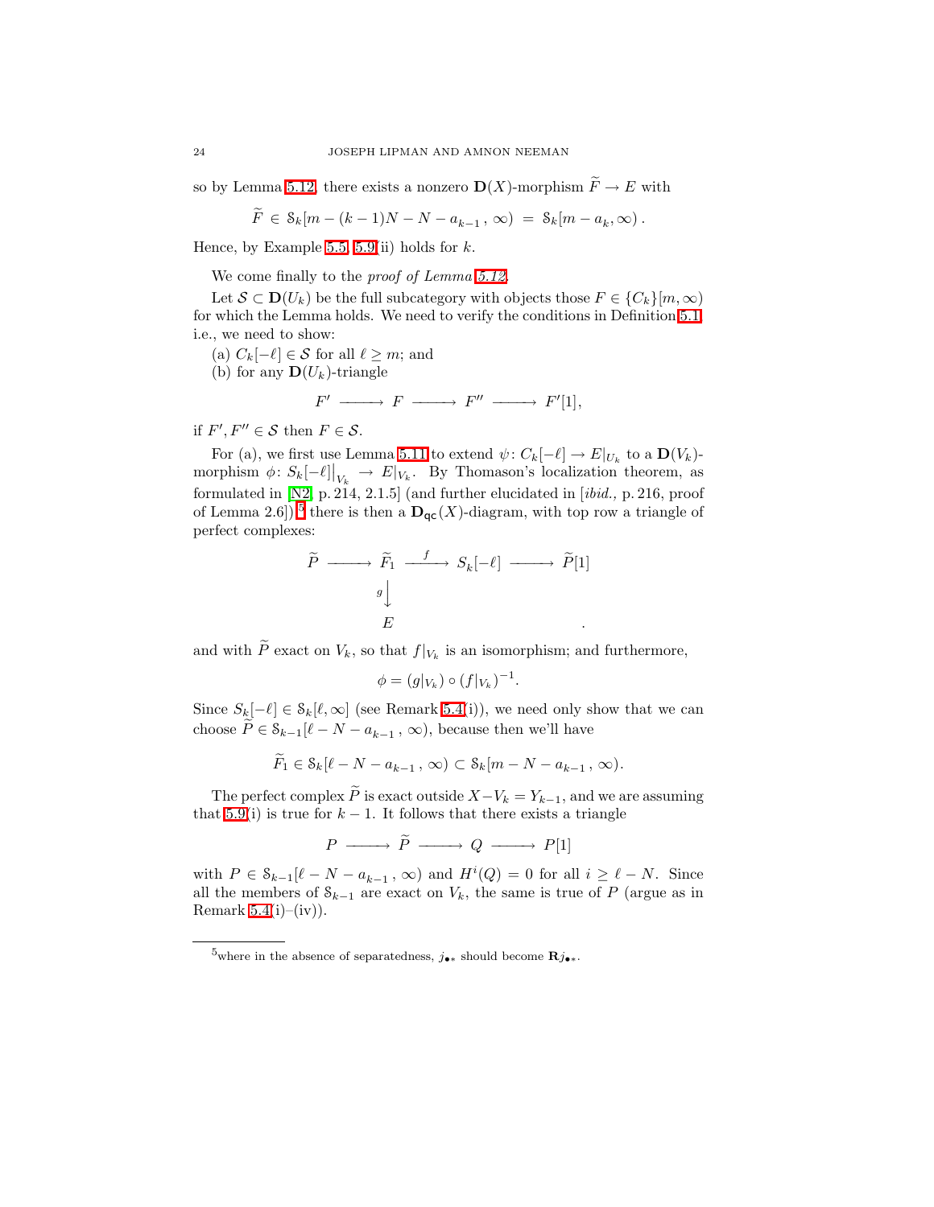so by Lemma 5.12, there exists a nonzero $\mathbf{D}(X)$-morphism $\widetilde{F} \to E$ with

$$\widetilde{F} \,\in\, \mathcal{S}_k[m-(k-1)N-N-a_{k-1}\,,\,\infty) \;=\; \mathcal{S}_k[m-a_k,\infty)\,.$$

Hence, by Example 5.5, 5.9(ii) holds for $k$.

We come finally to the *proof of Lemma 5.12*.

Let $\mathcal{S} \subset \mathbf{D}(U_k)$ be the full subcategory with objects those $F \in \{C_k\}[m,\infty)$ for which the Lemma holds. We need to verify the conditions in Definition 5.1, i.e., we need to show:

(a) $C_k[-\ell] \in \mathcal{S}$ for all $\ell \geq m$; and

(b) for any $\mathbf{D}(U_k)$-triangle

$$F' \longrightarrow F \longrightarrow F'' \longrightarrow F'[1],$$

if $F', F'' \in \mathcal{S}$ then $F \in \mathcal{S}$.

For (a), we first use Lemma 5.11 to extend $\psi\colon C_k[-\ell] \to E|_{U_k}$ to a $\mathbf{D}(V_k)$-morphism $\phi\colon S_k[-\ell]\big|_{V_k} \to E|_{V_k}$. By Thomason's localization theorem, as formulated in [N2, p. 214, 2.1.5] (and further elucidated in [*ibid.*, p. 216, proof of Lemma 2.6])[5] there is then a $\mathbf{D}_{\mathsf{qc}}(X)$-diagram, with top row a triangle of perfect complexes:

$$\begin{array}{ccccccc} \widetilde{P} & \longrightarrow & \widetilde{F}_1 & \xrightarrow{\;f\;} & S_k[-\ell] & \longrightarrow & \widetilde{P}[1] \\ & & {\scriptstyle g}\big\downarrow & & & & \\ & & E & & & & \end{array}$$

and with $\widetilde{P}$ exact on $V_k$, so that $f|_{V_k}$ is an isomorphism; and furthermore,

$$\phi = (g|_{V_k}) \circ (f|_{V_k})^{-1}.$$

Since $S_k[-\ell] \in \mathcal{S}_k[\ell,\infty]$ (see Remark 5.4(i)), we need only show that we can choose $\widetilde{P} \in \mathcal{S}_{k-1}[\ell-N-a_{k-1}\,,\,\infty)$, because then we'll have

$$\widetilde{F}_1 \in \mathcal{S}_k[\ell-N-a_{k-1}\,,\,\infty) \subset \mathcal{S}_k[m-N-a_{k-1}\,,\,\infty).$$

The perfect complex $\widetilde{P}$ is exact outside $X - V_k = Y_{k-1}$, and we are assuming that 5.9(i) is true for $k-1$. It follows that there exists a triangle

$$P \longrightarrow \widetilde{P} \longrightarrow Q \longrightarrow P[1]$$

with $P \in \mathcal{S}_{k-1}[\ell-N-a_{k-1}\,,\,\infty)$ and $H^i(Q) = 0$ for all $i \geq \ell - N$. Since all the members of $\mathcal{S}_{k-1}$ are exact on $V_k$, the same is true of $P$ (argue as in Remark 5.4(i)–(iv)).

---

[5] where in the absence of separatedness, $j_{\bullet *}$ should become $\mathbf{R}j_{\bullet *}$.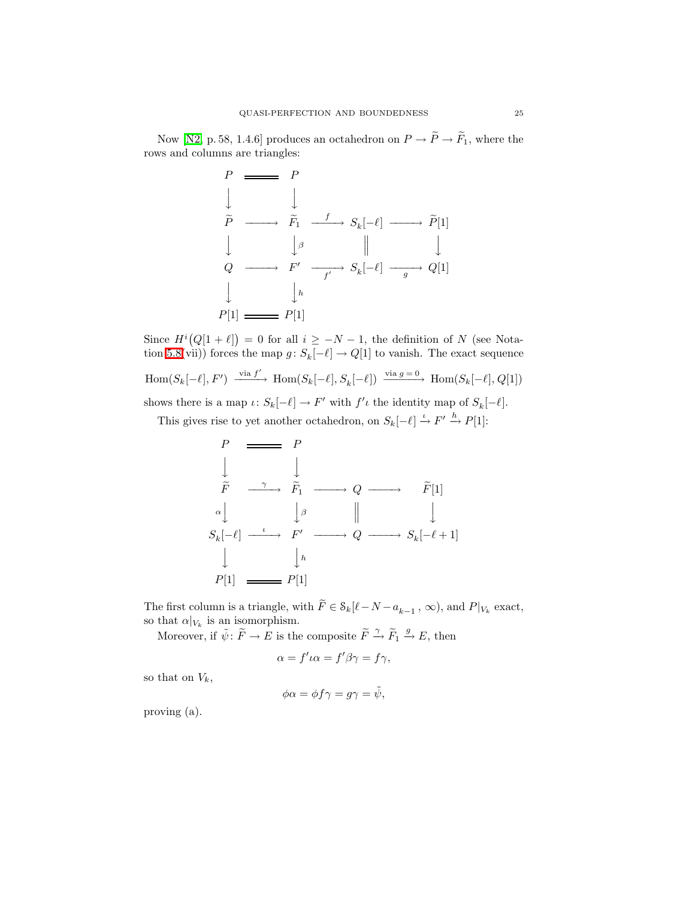Now [N2, p. 58, 1.4.6] produces an octahedron on $P \to \widetilde{P} \to \widetilde{F}_1$, where the rows and columns are triangles:

$$
\begin{array}{ccccccc}
P & = & P & & & & \\
\downarrow & & \downarrow & & & & \\
\widetilde{P} & \longrightarrow & \widetilde{F}_1 & \xrightarrow{\ f\ } & S_k[-\ell] & \longrightarrow & \widetilde{P}[1] \\
\downarrow & & \downarrow{\scriptstyle \beta} & & \| & & \downarrow \\
Q & \longrightarrow & F' & \xrightarrow[f']{} & S_k[-\ell] & \xrightarrow[g]{} & Q[1] \\
\downarrow & & \downarrow{\scriptstyle h} & & & & \\
P[1] & = & P[1] & & & &
\end{array}
$$

Since $H^i\big(Q[1+\ell]\big) = 0$ for all $i \geq -N-1$, the definition of $N$ (see Notation 5.8(vii)) forces the map $g\colon S_k[-\ell] \to Q[1]$ to vanish. The exact sequence

$$
\mathrm{Hom}(S_k[-\ell], F') \xrightarrow{\text{via } f'} \mathrm{Hom}(S_k[-\ell], S_k[-\ell]) \xrightarrow{\text{via } g=0} \mathrm{Hom}(S_k[-\ell], Q[1])
$$

shows there is a map $\iota\colon S_k[-\ell] \to F'$ with $f'\iota$ the identity map of $S_k[-\ell]$.

This gives rise to yet another octahedron, on $S_k[-\ell] \xrightarrow{\iota} F' \xrightarrow{h} P[1]$:

$$
\begin{array}{ccccccc}
P & = & P & & & & \\
\downarrow & & \downarrow & & & & \\
\widetilde{F} & \xrightarrow{\ \gamma\ } & \widetilde{F}_1 & \longrightarrow & Q & \longrightarrow & \widetilde{F}[1] \\
{\scriptstyle \alpha}\downarrow & & \downarrow{\scriptstyle \beta} & & \| & & \downarrow \\
S_k[-\ell] & \xrightarrow{\ \iota\ } & F' & \longrightarrow & Q & \longrightarrow & S_k[-\ell+1] \\
\downarrow & & \downarrow{\scriptstyle h} & & & & \\
P[1] & = & P[1] & & & &
\end{array}
$$

The first column is a triangle, with $\widetilde{F} \in \mathcal{S}_k[\ell - N - a_{k-1}\,, \infty)$, and $P|_{V_k}$ exact, so that $\alpha|_{V_k}$ is an isomorphism.

Moreover, if $\tilde{\psi}\colon \widetilde{F} \to E$ is the composite $\widetilde{F} \xrightarrow{\gamma} \widetilde{F}_1 \xrightarrow{g} E$, then

$$
\alpha = f'\iota\alpha = f'\beta\gamma = f\gamma,
$$

so that on $V_k$,

$$
\phi\alpha = \phi f\gamma = g\gamma = \tilde{\psi},
$$

proving (a).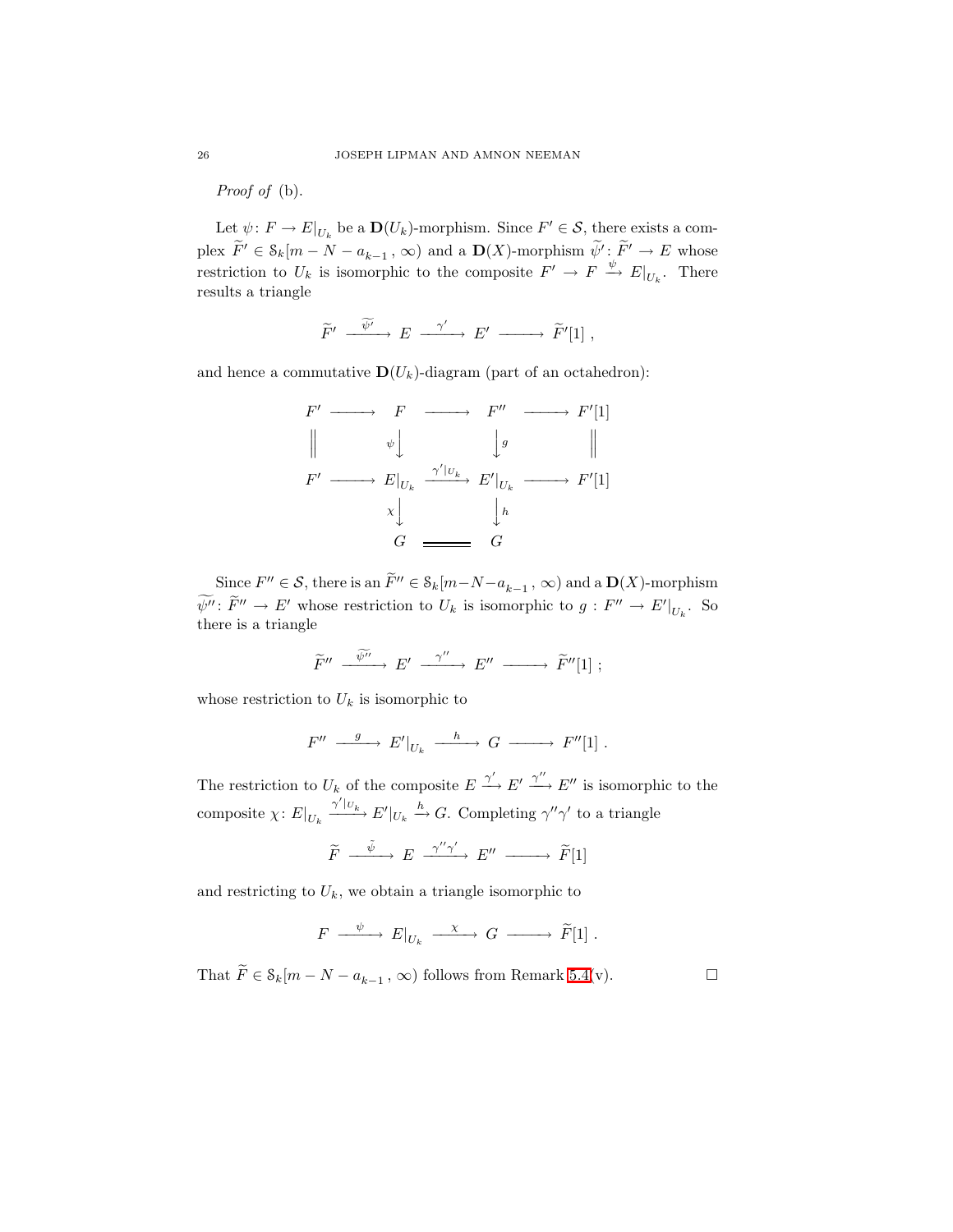*Proof of* (b).

Let $\psi\colon F \to E|_{U_k}$ be a $\mathbf{D}(U_k)$-morphism. Since $F' \in \mathcal{S}$, there exists a complex $\widetilde{F}' \in \mathcal{S}_k[m-N-a_{k-1}\,,\,\infty)$ and a $\mathbf{D}(X)$-morphism $\widetilde{\psi}'\colon \widetilde{F}' \to E$ whose restriction to $U_k$ is isomorphic to the composite $F' \to F \xrightarrow{\psi} E|_{U_k}$. There results a triangle

$$\widetilde{F}' \xrightarrow{\ \widetilde{\psi'}\ } E \xrightarrow{\ \gamma'\ } E' \longrightarrow \widetilde{F}'[1]\ ,$$

and hence a commutative $\mathbf{D}(U_k)$-diagram (part of an octahedron):

$$\begin{array}{ccccccc}
F' & \longrightarrow & F & \longrightarrow & F'' & \longrightarrow & F'[1] \\
\Big\| & & {\scriptstyle\psi}\Big\downarrow & & \Big\downarrow{\scriptstyle g} & & \Big\| \\
F' & \longrightarrow & E|_{U_k} & \xrightarrow{\ \gamma'|_{U_k}\ } & E'|_{U_k} & \longrightarrow & F'[1] \\
 & & {\scriptstyle\chi}\Big\downarrow & & \Big\downarrow{\scriptstyle h} & & \\
 & & G & = & G & &
\end{array}$$

Since $F'' \in \mathcal{S}$, there is an $\widetilde{F}'' \in \mathcal{S}_k[m-N-a_{k-1}\,,\,\infty)$ and a $\mathbf{D}(X)$-morphism $\widetilde{\psi''}\colon \widetilde{F}'' \to E'$ whose restriction to $U_k$ is isomorphic to $g : F'' \to E'|_{U_k}$. So there is a triangle

$$\widetilde{F}'' \xrightarrow{\ \widetilde{\psi''}\ } E' \xrightarrow{\ \gamma''\ } E'' \longrightarrow \widetilde{F}''[1]\ ;$$

whose restriction to $U_k$ is isomorphic to

$$F'' \xrightarrow{\ g\ } E'|_{U_k} \xrightarrow{\ h\ } G \longrightarrow F''[1]\ .$$

The restriction to $U_k$ of the composite $E \xrightarrow{\gamma'} E' \xrightarrow{\gamma''} E''$ is isomorphic to the composite $\chi\colon E|_{U_k} \xrightarrow{\gamma'|_{U_k}} E'|_{U_k} \xrightarrow{h} G$. Completing $\gamma''\gamma'$ to a triangle

$$\widetilde{F} \xrightarrow{\ \tilde{\psi}\ } E \xrightarrow{\ \gamma''\gamma'\ } E'' \longrightarrow \widetilde{F}[1]$$

and restricting to $U_k$, we obtain a triangle isomorphic to

$$F \xrightarrow{\ \psi\ } E|_{U_k} \xrightarrow{\ \chi\ } G \longrightarrow \widetilde{F}[1]\ .$$

That $\widetilde{F} \in \mathcal{S}_k[m-N-a_{k-1}\,,\,\infty)$ follows from Remark 5.4(v). $\square$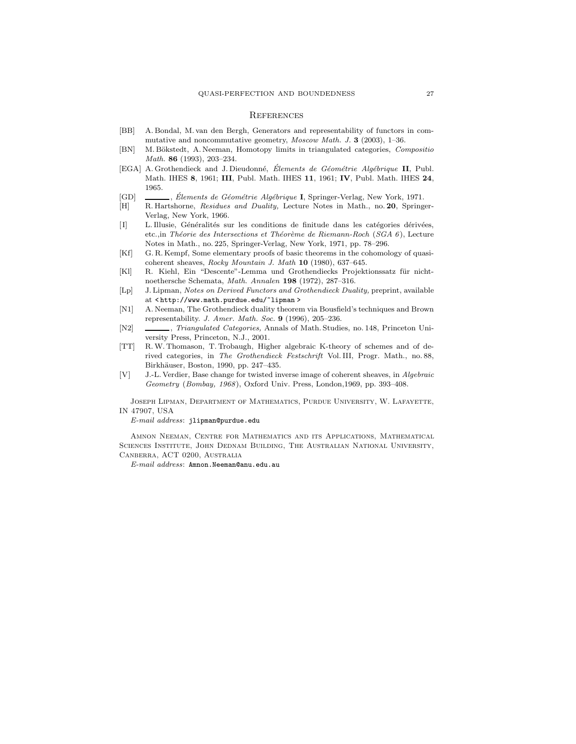## References

[BB] A. Bondal, M. van den Bergh, Generators and representability of functors in commutative and noncommutative geometry, *Moscow Math. J.* **3** (2003), 1–36.

[BN] M. Bökstedt, A. Neeman, Homotopy limits in triangulated categories, *Compositio Math.* **86** (1993), 203–234.

[EGA] A. Grothendieck and J. Dieudonné, *Élements de Géométrie Algébrique* **II**, Publ. Math. IHES **8**, 1961; **III**, Publ. Math. IHES **11**, 1961; **IV**, Publ. Math. IHES **24**, 1965.

[GD] ———, *Élements de Géométrie Algébrique* **I**, Springer-Verlag, New York, 1971.

[H] R. Hartshorne, *Residues and Duality,* Lecture Notes in Math., no. **20**, Springer-Verlag, New York, 1966.

[I] L. Illusie, Généralités sur les conditions de finitude dans les catégories dérivées, etc.,in *Théorie des Intersections et Théorème de Riemann-Roch* (*SGA 6*), Lecture Notes in Math., no. 225, Springer-Verlag, New York, 1971, pp. 78–296.

[Kf] G. R. Kempf, Some elementary proofs of basic theorems in the cohomology of quasi-coherent sheaves, *Rocky Mountain J. Math* **10** (1980), 637–645.

[Kl] R. Kiehl, Ein "Descente"-Lemma und Grothendiecks Projektionssatz für nichtnoethersche Schemata, *Math. Annalen* **198** (1972), 287–316.

[Lp] J. Lipman, *Notes on Derived Functors and Grothendieck Duality,* preprint, available at <http://www.math.purdue.edu/~lipman>

[N1] A. Neeman, The Grothendieck duality theorem via Bousfield's techniques and Brown representability. *J. Amer. Math. Soc.* **9** (1996), 205–236.

[N2] ———, *Triangulated Categories,* Annals of Math. Studies, no. 148, Princeton University Press, Princeton, N.J., 2001.

[TT] R. W. Thomason, T. Trobaugh, Higher algebraic K-theory of schemes and of derived categories, in *The Grothendieck Festschrift* Vol. III, Progr. Math., no. 88, Birkhäuser, Boston, 1990, pp. 247–435.

[V] J.-L. Verdier, Base change for twisted inverse image of coherent sheaves, in *Algebraic Geometry* (*Bombay, 1968*), Oxford Univ. Press, London,1969, pp. 393–408.

Joseph Lipman, Department of Mathematics, Purdue University, W. Lafayette, IN 47907, USA

*E-mail address*: jlipman@purdue.edu

Amnon Neeman, Centre for Mathematics and its Applications, Mathematical Sciences Institute, John Dednam Building, The Australian National University, Canberra, ACT 0200, Australia

*E-mail address*: Amnon.Neeman@anu.edu.au